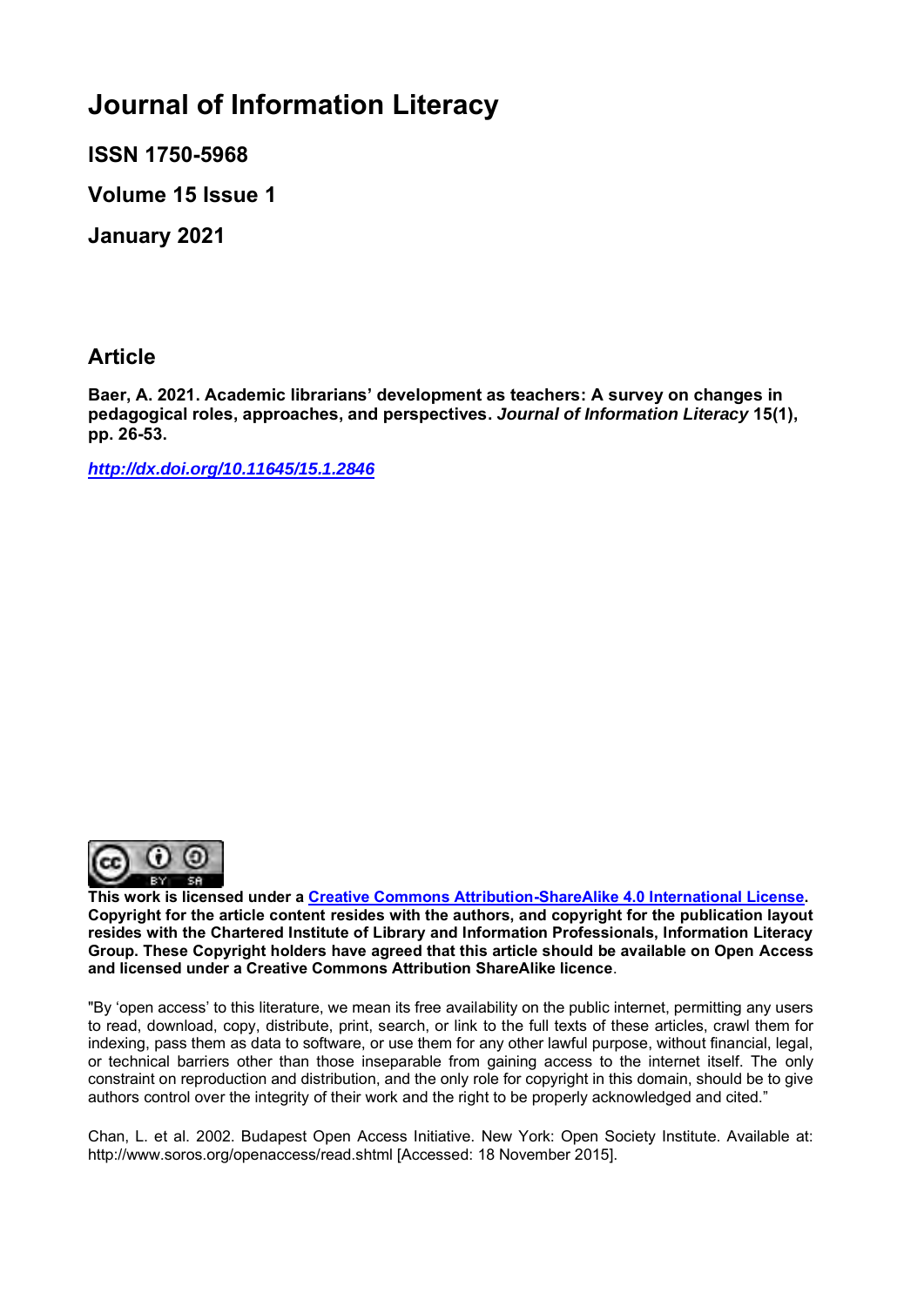# Journal of Information Literacy

**ISSN 1750-5968**

**Volume 15 Issue 1**

**January 2021**

## Article

**Baer, A. 2021. Academic librarians' development as teachers: A survey on changes in pedagogical roles, approaches, and perspectives. *Journal of Information Literacy* 15(1), pp. 26-53.**

***http://dx.doi.org/10.11645/15.1.2846***

**This work is licensed under a Creative Commons Attribution-ShareAlike 4.0 International License. Copyright for the article content resides with the authors, and copyright for the publication layout resides with the Chartered Institute of Library and Information Professionals, Information Literacy Group. These Copyright holders have agreed that this article should be available on Open Access and licensed under a Creative Commons Attribution ShareAlike licence**.

"By 'open access' to this literature, we mean its free availability on the public internet, permitting any users to read, download, copy, distribute, print, search, or link to the full texts of these articles, crawl them for indexing, pass them as data to software, or use them for any other lawful purpose, without financial, legal, or technical barriers other than those inseparable from gaining access to the internet itself. The only constraint on reproduction and distribution, and the only role for copyright in this domain, should be to give authors control over the integrity of their work and the right to be properly acknowledged and cited."

Chan, L. et al. 2002. Budapest Open Access Initiative. New York: Open Society Institute. Available at: http://www.soros.org/openaccess/read.shtml [Accessed: 18 November 2015].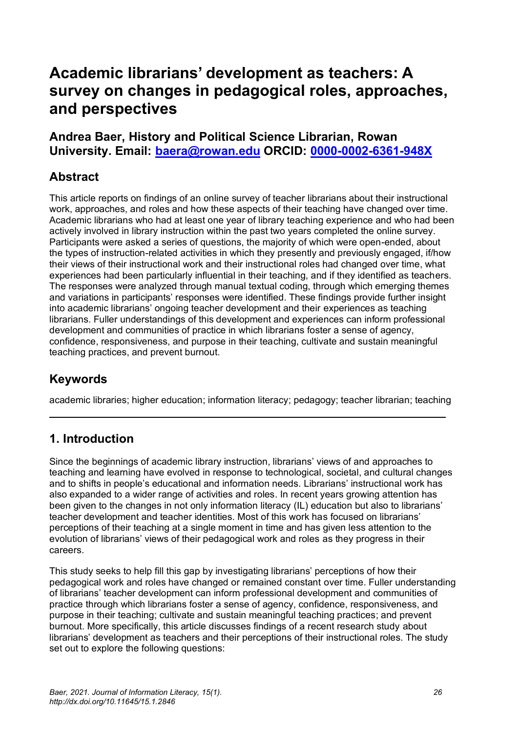# Academic librarians' development as teachers: A survey on changes in pedagogical roles, approaches, and perspectives

### Andrea Baer, History and Political Science Librarian, Rowan University. Email: [baera@rowan.edu](mailto:baera@rowan.edu) ORCID: [0000-0002-6361-948X](https://orcid.org/0000-0002-6361-948X)

## Abstract

This article reports on findings of an online survey of teacher librarians about their instructional work, approaches, and roles and how these aspects of their teaching have changed over time. Academic librarians who had at least one year of library teaching experience and who had been actively involved in library instruction within the past two years completed the online survey. Participants were asked a series of questions, the majority of which were open-ended, about the types of instruction-related activities in which they presently and previously engaged, if/how their views of their instructional work and their instructional roles had changed over time, what experiences had been particularly influential in their teaching, and if they identified as teachers. The responses were analyzed through manual textual coding, through which emerging themes and variations in participants' responses were identified. These findings provide further insight into academic librarians' ongoing teacher development and their experiences as teaching librarians. Fuller understandings of this development and experiences can inform professional development and communities of practice in which librarians foster a sense of agency, confidence, responsiveness, and purpose in their teaching, cultivate and sustain meaningful teaching practices, and prevent burnout.

## Keywords

academic libraries; higher education; information literacy; pedagogy; teacher librarian; teaching

---

## 1. Introduction

Since the beginnings of academic library instruction, librarians' views of and approaches to teaching and learning have evolved in response to technological, societal, and cultural changes and to shifts in people's educational and information needs. Librarians' instructional work has also expanded to a wider range of activities and roles. In recent years growing attention has been given to the changes in not only information literacy (IL) education but also to librarians' teacher development and teacher identities. Most of this work has focused on librarians' perceptions of their teaching at a single moment in time and has given less attention to the evolution of librarians' views of their pedagogical work and roles as they progress in their careers.

This study seeks to help fill this gap by investigating librarians' perceptions of how their pedagogical work and roles have changed or remained constant over time. Fuller understanding of librarians' teacher development can inform professional development and communities of practice through which librarians foster a sense of agency, confidence, responsiveness, and purpose in their teaching; cultivate and sustain meaningful teaching practices; and prevent burnout. More specifically, this article discusses findings of a recent research study about librarians' development as teachers and their perceptions of their instructional roles. The study set out to explore the following questions: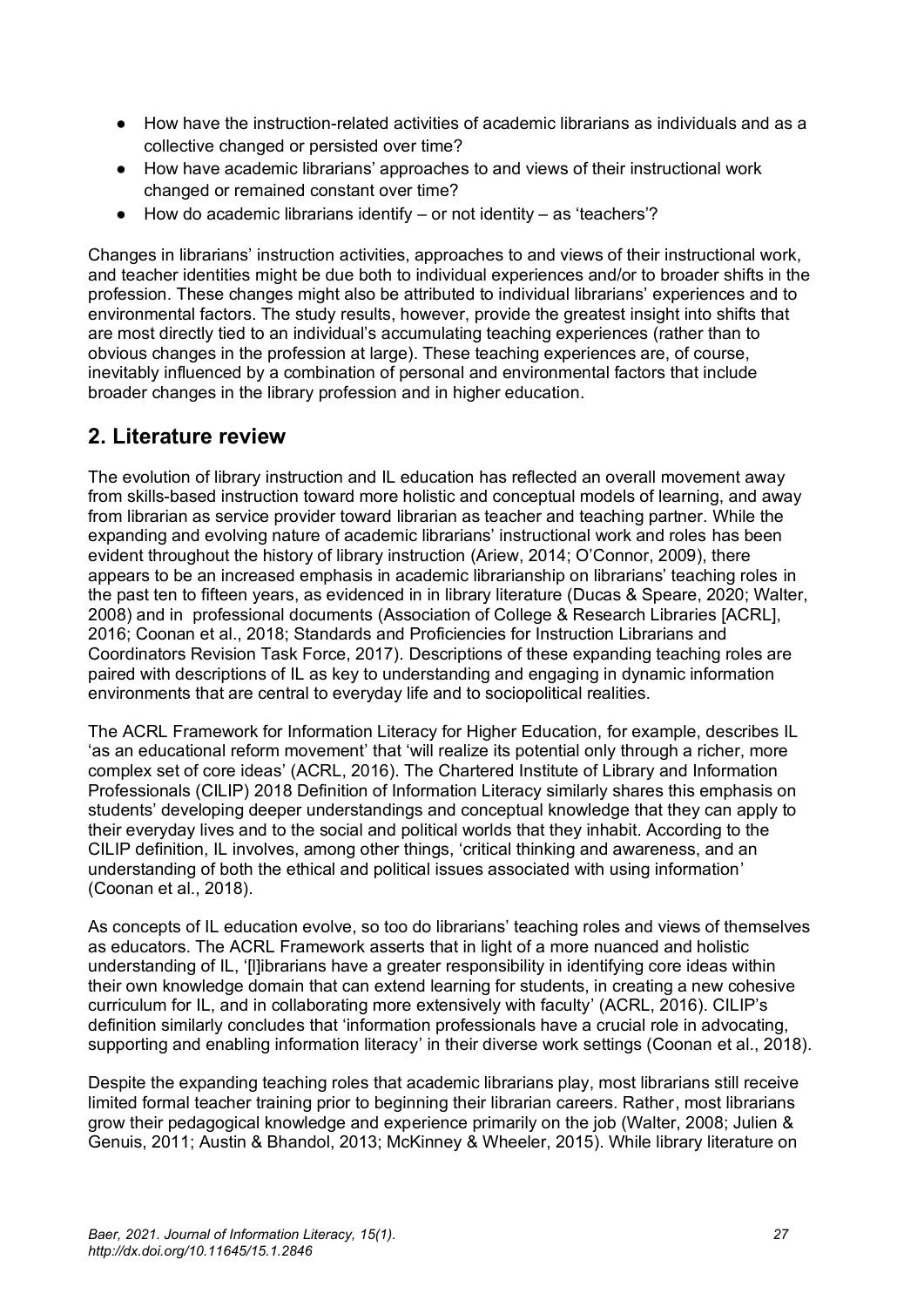- How have the instruction-related activities of academic librarians as individuals and as a collective changed or persisted over time?
- How have academic librarians' approaches to and views of their instructional work changed or remained constant over time?
- How do academic librarians identify – or not identity – as 'teachers'?

Changes in librarians' instruction activities, approaches to and views of their instructional work, and teacher identities might be due both to individual experiences and/or to broader shifts in the profession. These changes might also be attributed to individual librarians' experiences and to environmental factors. The study results, however, provide the greatest insight into shifts that are most directly tied to an individual's accumulating teaching experiences (rather than to obvious changes in the profession at large). These teaching experiences are, of course, inevitably influenced by a combination of personal and environmental factors that include broader changes in the library profession and in higher education.

## 2. Literature review

The evolution of library instruction and IL education has reflected an overall movement away from skills-based instruction toward more holistic and conceptual models of learning, and away from librarian as service provider toward librarian as teacher and teaching partner. While the expanding and evolving nature of academic librarians' instructional work and roles has been evident throughout the history of library instruction (Ariew, 2014; O'Connor, 2009), there appears to be an increased emphasis in academic librarianship on librarians' teaching roles in the past ten to fifteen years, as evidenced in in library literature (Ducas & Speare, 2020; Walter, 2008) and in professional documents (Association of College & Research Libraries [ACRL], 2016; Coonan et al., 2018; Standards and Proficiencies for Instruction Librarians and Coordinators Revision Task Force, 2017). Descriptions of these expanding teaching roles are paired with descriptions of IL as key to understanding and engaging in dynamic information environments that are central to everyday life and to sociopolitical realities.

The ACRL Framework for Information Literacy for Higher Education, for example, describes IL 'as an educational reform movement' that 'will realize its potential only through a richer, more complex set of core ideas' (ACRL, 2016). The Chartered Institute of Library and Information Professionals (CILIP) 2018 Definition of Information Literacy similarly shares this emphasis on students' developing deeper understandings and conceptual knowledge that they can apply to their everyday lives and to the social and political worlds that they inhabit. According to the CILIP definition, IL involves, among other things, 'critical thinking and awareness, and an understanding of both the ethical and political issues associated with using information' (Coonan et al., 2018).

As concepts of IL education evolve, so too do librarians' teaching roles and views of themselves as educators. The ACRL Framework asserts that in light of a more nuanced and holistic understanding of IL, '[l]ibrarians have a greater responsibility in identifying core ideas within their own knowledge domain that can extend learning for students, in creating a new cohesive curriculum for IL, and in collaborating more extensively with faculty' (ACRL, 2016). CILIP's definition similarly concludes that 'information professionals have a crucial role in advocating, supporting and enabling information literacy' in their diverse work settings (Coonan et al., 2018).

Despite the expanding teaching roles that academic librarians play, most librarians still receive limited formal teacher training prior to beginning their librarian careers. Rather, most librarians grow their pedagogical knowledge and experience primarily on the job (Walter, 2008; Julien & Genuis, 2011; Austin & Bhandol, 2013; McKinney & Wheeler, 2015). While library literature on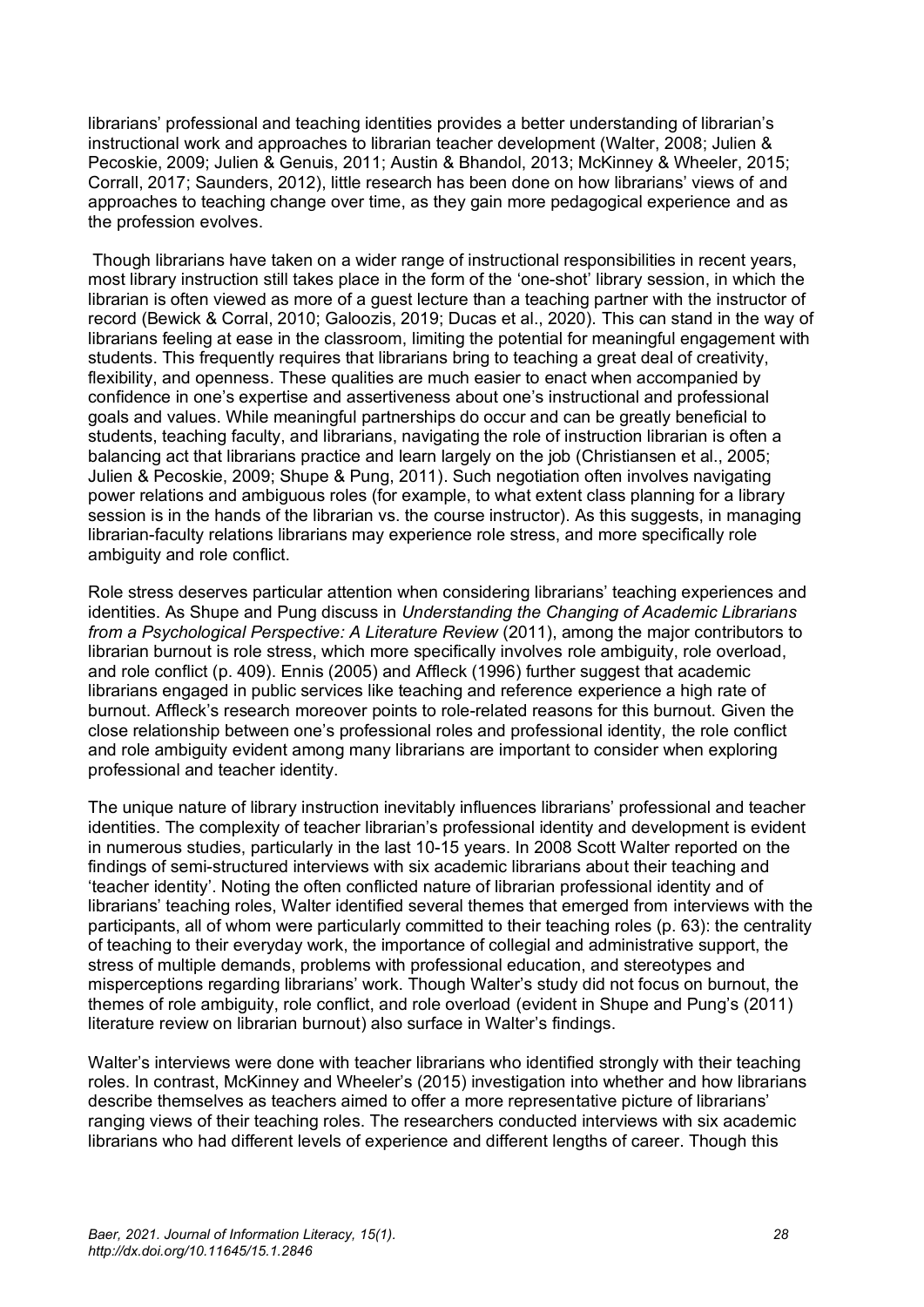librarians' professional and teaching identities provides a better understanding of librarian's instructional work and approaches to librarian teacher development (Walter, 2008; Julien & Pecoskie, 2009; Julien & Genuis, 2011; Austin & Bhandol, 2013; McKinney & Wheeler, 2015; Corrall, 2017; Saunders, 2012), little research has been done on how librarians' views of and approaches to teaching change over time, as they gain more pedagogical experience and as the profession evolves.

Though librarians have taken on a wider range of instructional responsibilities in recent years, most library instruction still takes place in the form of the 'one-shot' library session, in which the librarian is often viewed as more of a guest lecture than a teaching partner with the instructor of record (Bewick & Corral, 2010; Galoozis, 2019; Ducas et al., 2020). This can stand in the way of librarians feeling at ease in the classroom, limiting the potential for meaningful engagement with students. This frequently requires that librarians bring to teaching a great deal of creativity, flexibility, and openness. These qualities are much easier to enact when accompanied by confidence in one's expertise and assertiveness about one's instructional and professional goals and values. While meaningful partnerships do occur and can be greatly beneficial to students, teaching faculty, and librarians, navigating the role of instruction librarian is often a balancing act that librarians practice and learn largely on the job (Christiansen et al., 2005; Julien & Pecoskie, 2009; Shupe & Pung, 2011). Such negotiation often involves navigating power relations and ambiguous roles (for example, to what extent class planning for a library session is in the hands of the librarian vs. the course instructor). As this suggests, in managing librarian-faculty relations librarians may experience role stress, and more specifically role ambiguity and role conflict.

Role stress deserves particular attention when considering librarians' teaching experiences and identities. As Shupe and Pung discuss in *Understanding the Changing of Academic Librarians from a Psychological Perspective: A Literature Review* (2011), among the major contributors to librarian burnout is role stress, which more specifically involves role ambiguity, role overload, and role conflict (p. 409). Ennis (2005) and Affleck (1996) further suggest that academic librarians engaged in public services like teaching and reference experience a high rate of burnout. Affleck's research moreover points to role-related reasons for this burnout. Given the close relationship between one's professional roles and professional identity, the role conflict and role ambiguity evident among many librarians are important to consider when exploring professional and teacher identity.

The unique nature of library instruction inevitably influences librarians' professional and teacher identities. The complexity of teacher librarian's professional identity and development is evident in numerous studies, particularly in the last 10-15 years. In 2008 Scott Walter reported on the findings of semi-structured interviews with six academic librarians about their teaching and 'teacher identity'. Noting the often conflicted nature of librarian professional identity and of librarians' teaching roles, Walter identified several themes that emerged from interviews with the participants, all of whom were particularly committed to their teaching roles (p. 63): the centrality of teaching to their everyday work, the importance of collegial and administrative support, the stress of multiple demands, problems with professional education, and stereotypes and misperceptions regarding librarians' work. Though Walter's study did not focus on burnout, the themes of role ambiguity, role conflict, and role overload (evident in Shupe and Pung's (2011) literature review on librarian burnout) also surface in Walter's findings.

Walter's interviews were done with teacher librarians who identified strongly with their teaching roles. In contrast, McKinney and Wheeler's (2015) investigation into whether and how librarians describe themselves as teachers aimed to offer a more representative picture of librarians' ranging views of their teaching roles. The researchers conducted interviews with six academic librarians who had different levels of experience and different lengths of career. Though this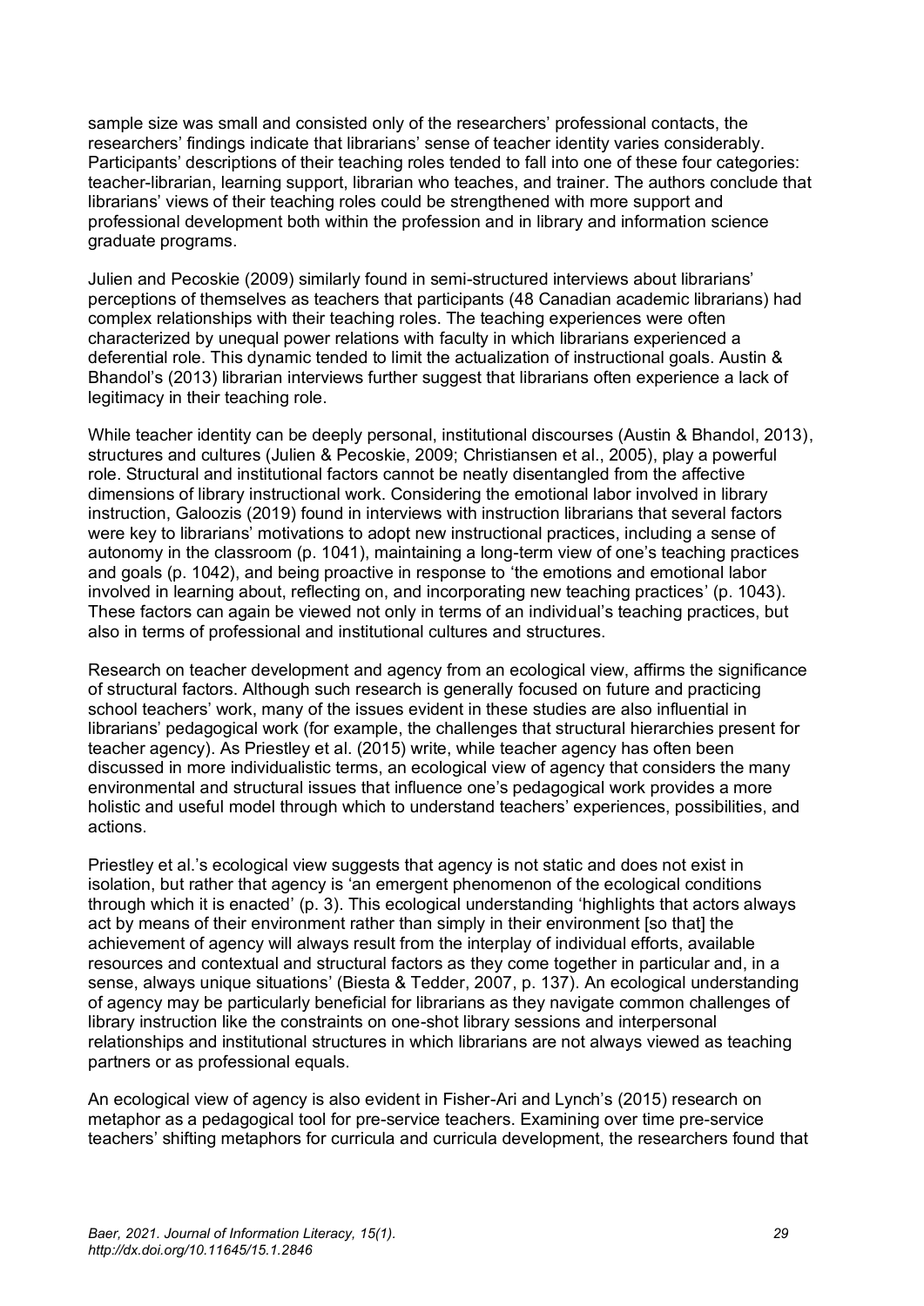sample size was small and consisted only of the researchers' professional contacts, the researchers' findings indicate that librarians' sense of teacher identity varies considerably. Participants' descriptions of their teaching roles tended to fall into one of these four categories: teacher-librarian, learning support, librarian who teaches, and trainer. The authors conclude that librarians' views of their teaching roles could be strengthened with more support and professional development both within the profession and in library and information science graduate programs.

Julien and Pecoskie (2009) similarly found in semi-structured interviews about librarians' perceptions of themselves as teachers that participants (48 Canadian academic librarians) had complex relationships with their teaching roles. The teaching experiences were often characterized by unequal power relations with faculty in which librarians experienced a deferential role. This dynamic tended to limit the actualization of instructional goals. Austin & Bhandol's (2013) librarian interviews further suggest that librarians often experience a lack of legitimacy in their teaching role.

While teacher identity can be deeply personal, institutional discourses (Austin & Bhandol, 2013), structures and cultures (Julien & Pecoskie, 2009; Christiansen et al., 2005), play a powerful role. Structural and institutional factors cannot be neatly disentangled from the affective dimensions of library instructional work. Considering the emotional labor involved in library instruction, Galoozis (2019) found in interviews with instruction librarians that several factors were key to librarians' motivations to adopt new instructional practices, including a sense of autonomy in the classroom (p. 1041), maintaining a long-term view of one's teaching practices and goals (p. 1042), and being proactive in response to 'the emotions and emotional labor involved in learning about, reflecting on, and incorporating new teaching practices' (p. 1043). These factors can again be viewed not only in terms of an individual's teaching practices, but also in terms of professional and institutional cultures and structures.

Research on teacher development and agency from an ecological view, affirms the significance of structural factors. Although such research is generally focused on future and practicing school teachers' work, many of the issues evident in these studies are also influential in librarians' pedagogical work (for example, the challenges that structural hierarchies present for teacher agency). As Priestley et al. (2015) write, while teacher agency has often been discussed in more individualistic terms, an ecological view of agency that considers the many environmental and structural issues that influence one's pedagogical work provides a more holistic and useful model through which to understand teachers' experiences, possibilities, and actions.

Priestley et al.'s ecological view suggests that agency is not static and does not exist in isolation, but rather that agency is 'an emergent phenomenon of the ecological conditions through which it is enacted' (p. 3). This ecological understanding 'highlights that actors always act by means of their environment rather than simply in their environment [so that] the achievement of agency will always result from the interplay of individual efforts, available resources and contextual and structural factors as they come together in particular and, in a sense, always unique situations' (Biesta & Tedder, 2007, p. 137). An ecological understanding of agency may be particularly beneficial for librarians as they navigate common challenges of library instruction like the constraints on one-shot library sessions and interpersonal relationships and institutional structures in which librarians are not always viewed as teaching partners or as professional equals.

An ecological view of agency is also evident in Fisher-Ari and Lynch's (2015) research on metaphor as a pedagogical tool for pre-service teachers. Examining over time pre-service teachers' shifting metaphors for curricula and curricula development, the researchers found that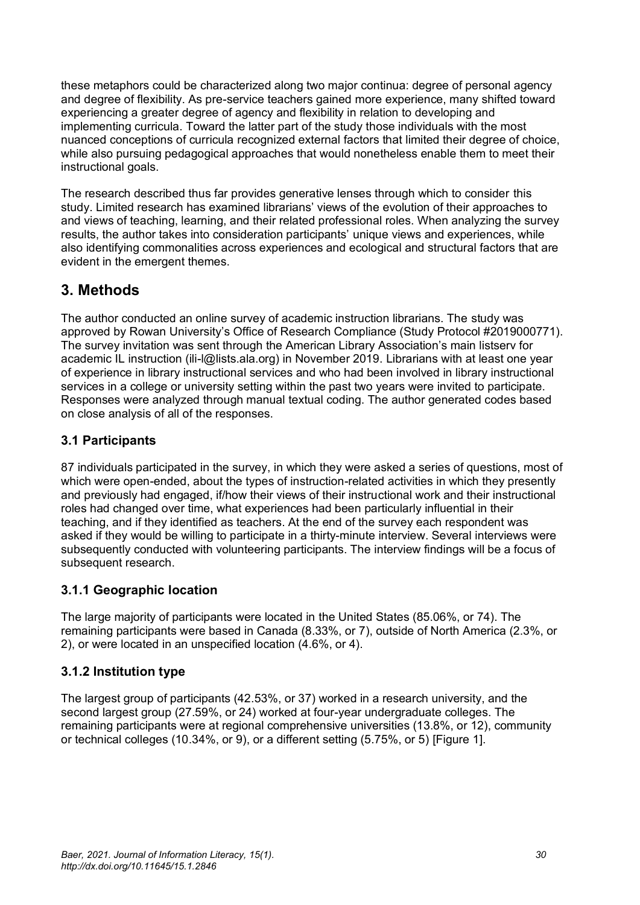these metaphors could be characterized along two major continua: degree of personal agency and degree of flexibility. As pre-service teachers gained more experience, many shifted toward experiencing a greater degree of agency and flexibility in relation to developing and implementing curricula. Toward the latter part of the study those individuals with the most nuanced conceptions of curricula recognized external factors that limited their degree of choice, while also pursuing pedagogical approaches that would nonetheless enable them to meet their instructional goals.

The research described thus far provides generative lenses through which to consider this study. Limited research has examined librarians' views of the evolution of their approaches to and views of teaching, learning, and their related professional roles. When analyzing the survey results, the author takes into consideration participants' unique views and experiences, while also identifying commonalities across experiences and ecological and structural factors that are evident in the emergent themes.

## 3. Methods

The author conducted an online survey of academic instruction librarians. The study was approved by Rowan University's Office of Research Compliance (Study Protocol #2019000771). The survey invitation was sent through the American Library Association's main listserv for academic IL instruction (ili-l@lists.ala.org) in November 2019. Librarians with at least one year of experience in library instructional services and who had been involved in library instructional services in a college or university setting within the past two years were invited to participate. Responses were analyzed through manual textual coding. The author generated codes based on close analysis of all of the responses.

### 3.1 Participants

87 individuals participated in the survey, in which they were asked a series of questions, most of which were open-ended, about the types of instruction-related activities in which they presently and previously had engaged, if/how their views of their instructional work and their instructional roles had changed over time, what experiences had been particularly influential in their teaching, and if they identified as teachers. At the end of the survey each respondent was asked if they would be willing to participate in a thirty-minute interview. Several interviews were subsequently conducted with volunteering participants. The interview findings will be a focus of subsequent research.

### 3.1.1 Geographic location

The large majority of participants were located in the United States (85.06%, or 74). The remaining participants were based in Canada (8.33%, or 7), outside of North America (2.3%, or 2), or were located in an unspecified location (4.6%, or 4).

### 3.1.2 Institution type

The largest group of participants (42.53%, or 37) worked in a research university, and the second largest group (27.59%, or 24) worked at four-year undergraduate colleges. The remaining participants were at regional comprehensive universities (13.8%, or 12), community or technical colleges (10.34%, or 9), or a different setting (5.75%, or 5) [Figure 1].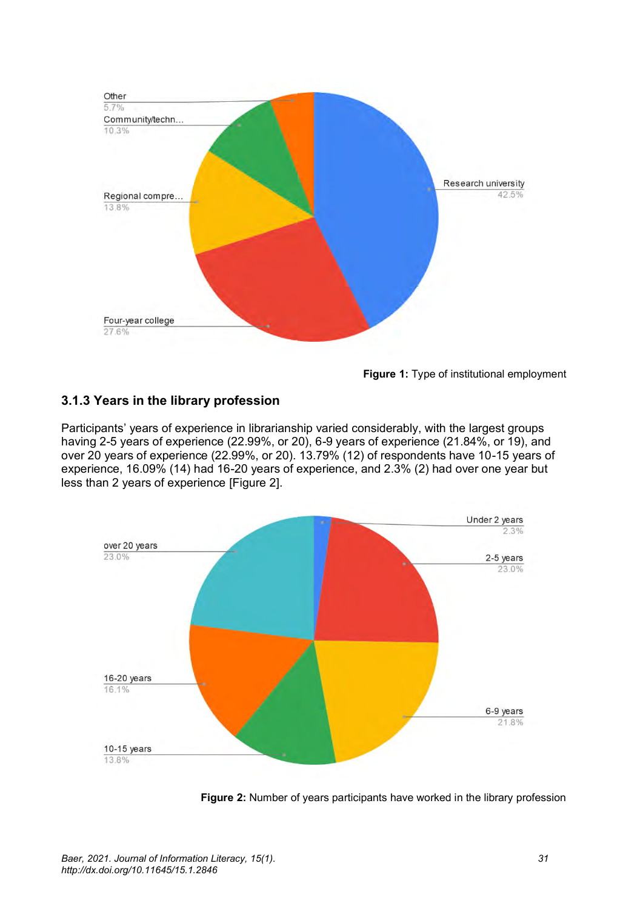**Figure 1:** Type of institutional employment

### 3.1.3 Years in the library profession

Participants' years of experience in librarianship varied considerably, with the largest groups having 2-5 years of experience (22.99%, or 20), 6-9 years of experience (21.84%, or 19), and over 20 years of experience (22.99%, or 20). 13.79% (12) of respondents have 10-15 years of experience, 16.09% (14) had 16-20 years of experience, and 2.3% (2) had over one year but less than 2 years of experience [Figure 2].

**Figure 2:** Number of years participants have worked in the library profession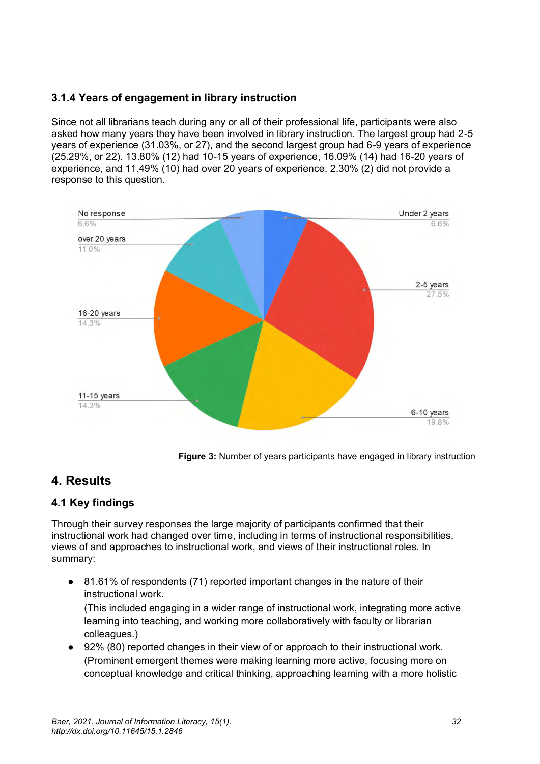### 3.1.4 Years of engagement in library instruction

Since not all librarians teach during any or all of their professional life, participants were also asked how many years they have been involved in library instruction. The largest group had 2-5 years of experience (31.03%, or 27), and the second largest group had 6-9 years of experience (25.29%, or 22). 13.80% (12) had 10-15 years of experience, 16.09% (14) had 16-20 years of experience, and 11.49% (10) had over 20 years of experience. 2.30% (2) did not provide a response to this question.

| Category | Percentage |
|---|---|
| Under 2 years | 6.6% |
| 2-5 years | 27.5% |
| 6-10 years | 19.8% |
| 11-15 years | 14.3% |
| 16-20 years | 14.3% |
| over 20 years | 11.0% |
| No response | 6.6% |

**Figure 3:** Number of years participants have engaged in library instruction

## 4. Results

### 4.1 Key findings

Through their survey responses the large majority of participants confirmed that their instructional work had changed over time, including in terms of instructional responsibilities, views of and approaches to instructional work, and views of their instructional roles. In summary:

- 81.61% of respondents (71) reported important changes in the nature of their instructional work.
  (This included engaging in a wider range of instructional work, integrating more active learning into teaching, and working more collaboratively with faculty or librarian colleagues.)
- 92% (80) reported changes in their view of or approach to their instructional work. (Prominent emergent themes were making learning more active, focusing more on conceptual knowledge and critical thinking, approaching learning with a more holistic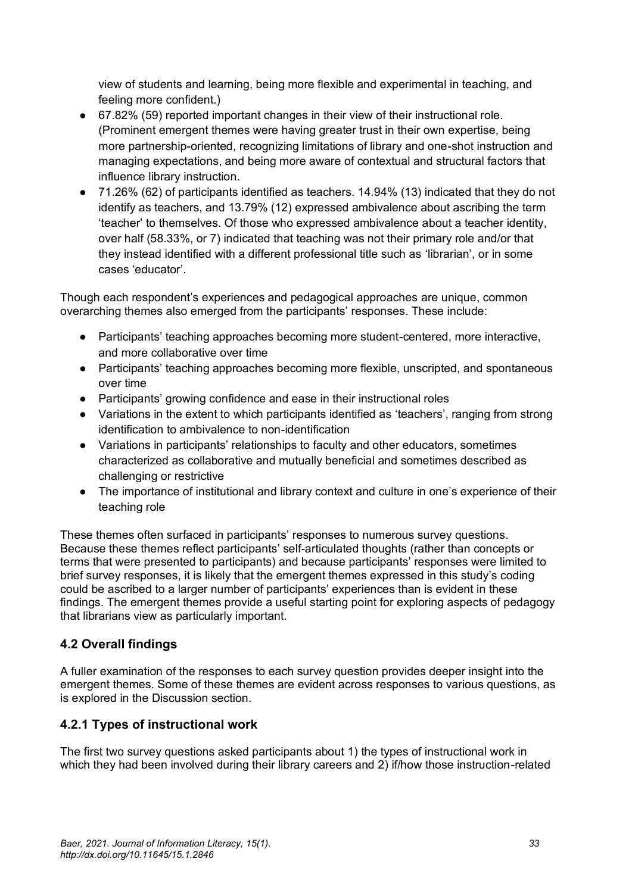view of students and learning, being more flexible and experimental in teaching, and feeling more confident.)

- 67.82% (59) reported important changes in their view of their instructional role. (Prominent emergent themes were having greater trust in their own expertise, being more partnership-oriented, recognizing limitations of library and one-shot instruction and managing expectations, and being more aware of contextual and structural factors that influence library instruction.
- 71.26% (62) of participants identified as teachers. 14.94% (13) indicated that they do not identify as teachers, and 13.79% (12) expressed ambivalence about ascribing the term 'teacher' to themselves. Of those who expressed ambivalence about a teacher identity, over half (58.33%, or 7) indicated that teaching was not their primary role and/or that they instead identified with a different professional title such as 'librarian', or in some cases 'educator'.

Though each respondent's experiences and pedagogical approaches are unique, common overarching themes also emerged from the participants' responses. These include:

- Participants' teaching approaches becoming more student-centered, more interactive, and more collaborative over time
- Participants' teaching approaches becoming more flexible, unscripted, and spontaneous over time
- Participants' growing confidence and ease in their instructional roles
- Variations in the extent to which participants identified as 'teachers', ranging from strong identification to ambivalence to non-identification
- Variations in participants' relationships to faculty and other educators, sometimes characterized as collaborative and mutually beneficial and sometimes described as challenging or restrictive
- The importance of institutional and library context and culture in one's experience of their teaching role

These themes often surfaced in participants' responses to numerous survey questions. Because these themes reflect participants' self-articulated thoughts (rather than concepts or terms that were presented to participants) and because participants' responses were limited to brief survey responses, it is likely that the emergent themes expressed in this study's coding could be ascribed to a larger number of participants' experiences than is evident in these findings. The emergent themes provide a useful starting point for exploring aspects of pedagogy that librarians view as particularly important.

### 4.2 Overall findings

A fuller examination of the responses to each survey question provides deeper insight into the emergent themes. Some of these themes are evident across responses to various questions, as is explored in the Discussion section.

### 4.2.1 Types of instructional work

The first two survey questions asked participants about 1) the types of instructional work in which they had been involved during their library careers and 2) if/how those instruction-related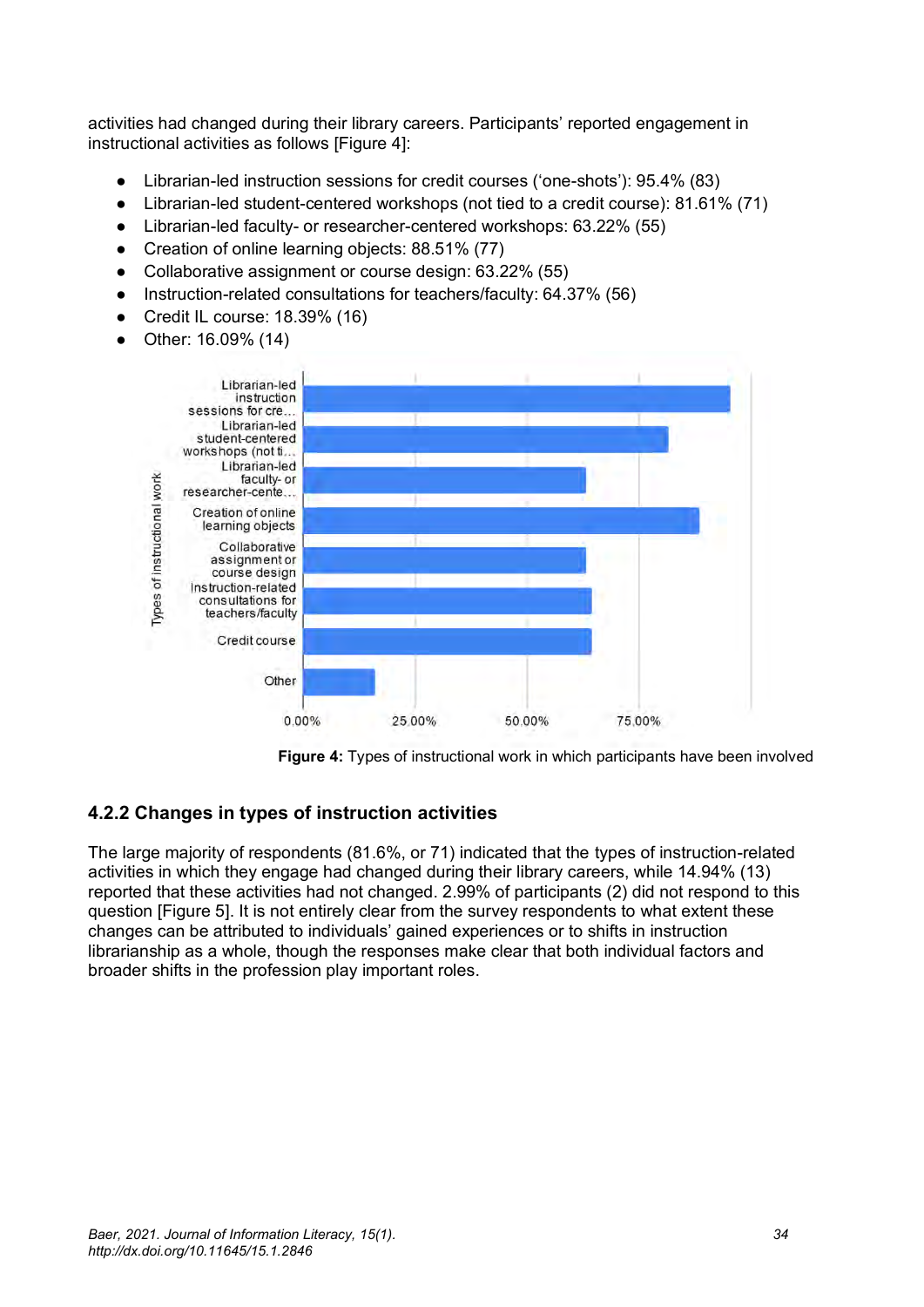activities had changed during their library careers. Participants' reported engagement in instructional activities as follows [Figure 4]:

- Librarian-led instruction sessions for credit courses ('one-shots'): 95.4% (83)
- Librarian-led student-centered workshops (not tied to a credit course): 81.61% (71)
- Librarian-led faculty- or researcher-centered workshops: 63.22% (55)
- Creation of online learning objects: 88.51% (77)
- Collaborative assignment or course design: 63.22% (55)
- Instruction-related consultations for teachers/faculty: 64.37% (56)
- Credit IL course: 18.39% (16)
- Other: 16.09% (14)

**Figure 4:** Types of instructional work in which participants have been involved

### 4.2.2 Changes in types of instruction activities

The large majority of respondents (81.6%, or 71) indicated that the types of instruction-related activities in which they engage had changed during their library careers, while 14.94% (13) reported that these activities had not changed. 2.99% of participants (2) did not respond to this question [Figure 5]. It is not entirely clear from the survey respondents to what extent these changes can be attributed to individuals' gained experiences or to shifts in instruction librarianship as a whole, though the responses make clear that both individual factors and broader shifts in the profession play important roles.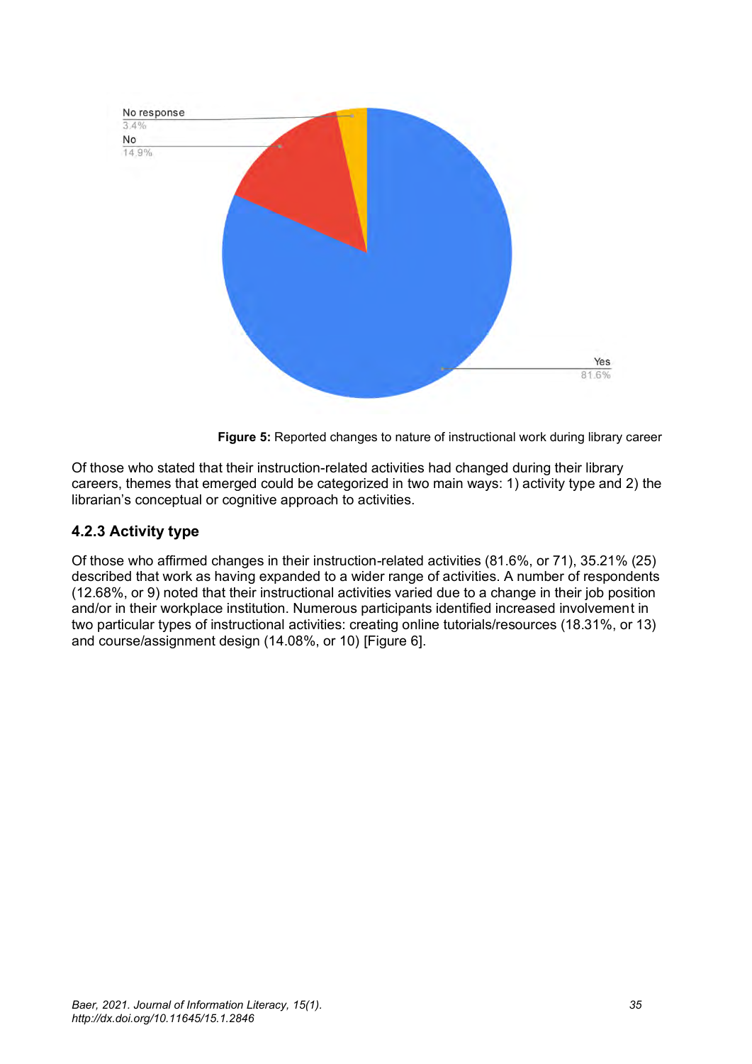No response
3.4%
No
14.9%
Yes
81.6%

**Figure 5:** Reported changes to nature of instructional work during library career

Of those who stated that their instruction-related activities had changed during their library careers, themes that emerged could be categorized in two main ways: 1) activity type and 2) the librarian's conceptual or cognitive approach to activities.

### 4.2.3 Activity type

Of those who affirmed changes in their instruction-related activities (81.6%, or 71), 35.21% (25) described that work as having expanded to a wider range of activities. A number of respondents (12.68%, or 9) noted that their instructional activities varied due to a change in their job position and/or in their workplace institution. Numerous participants identified increased involvement in two particular types of instructional activities: creating online tutorials/resources (18.31%, or 13) and course/assignment design (14.08%, or 10) [Figure 6].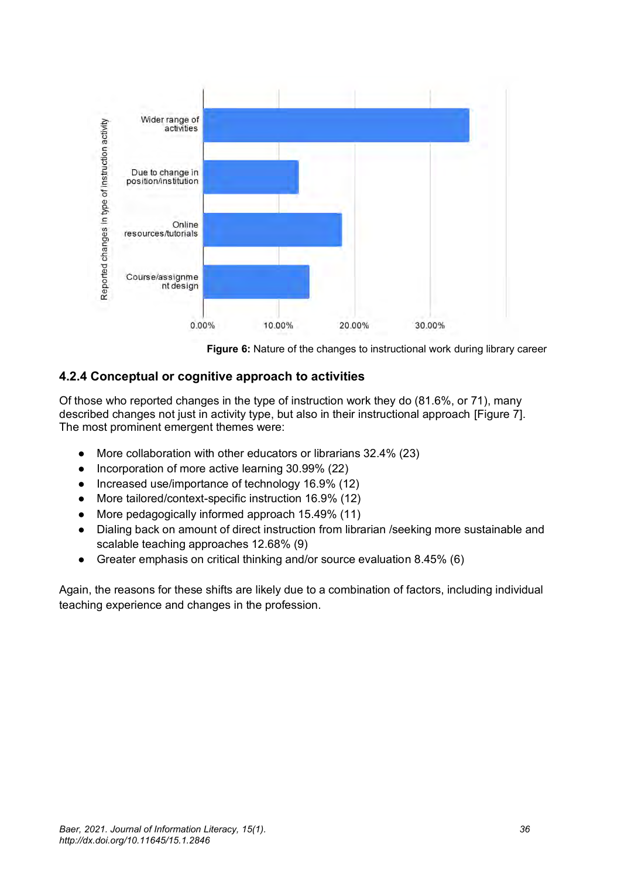**Figure 6:** Nature of the changes to instructional work during library career

### 4.2.4 Conceptual or cognitive approach to activities

Of those who reported changes in the type of instruction work they do (81.6%, or 71), many described changes not just in activity type, but also in their instructional approach [Figure 7]. The most prominent emergent themes were:

- More collaboration with other educators or librarians 32.4% (23)
- Incorporation of more active learning 30.99% (22)
- Increased use/importance of technology 16.9% (12)
- More tailored/context-specific instruction 16.9% (12)
- More pedagogically informed approach 15.49% (11)
- Dialing back on amount of direct instruction from librarian /seeking more sustainable and scalable teaching approaches 12.68% (9)
- Greater emphasis on critical thinking and/or source evaluation 8.45% (6)

Again, the reasons for these shifts are likely due to a combination of factors, including individual teaching experience and changes in the profession.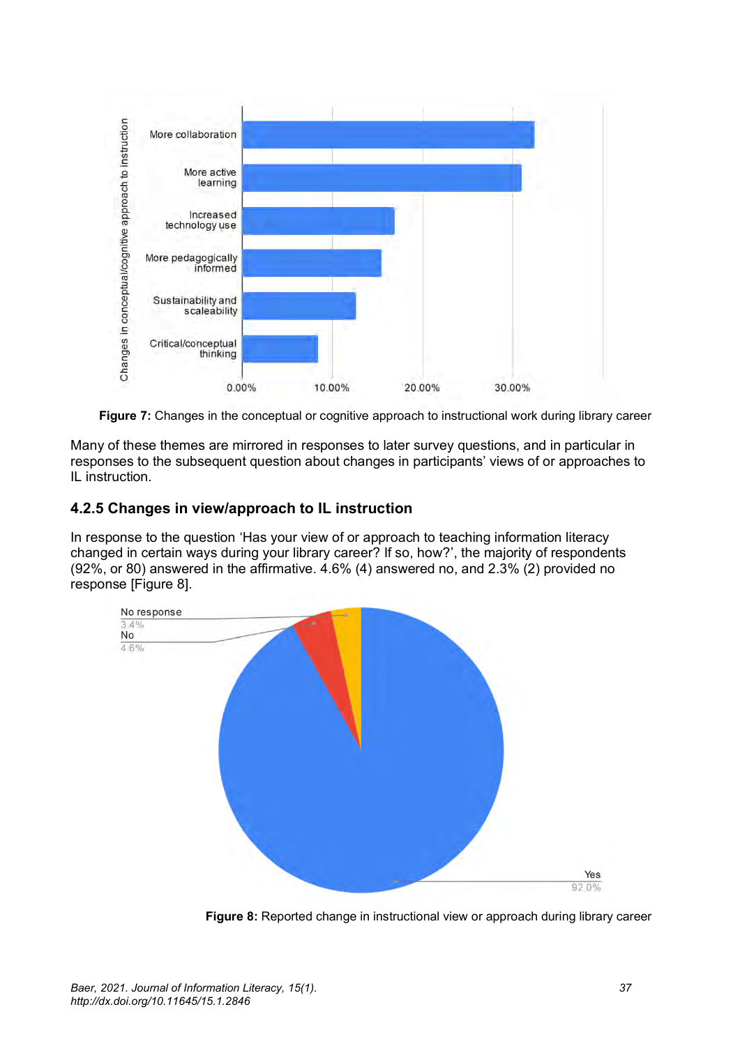Figure 7: Changes in the conceptual or cognitive approach to instructional work during library career

Many of these themes are mirrored in responses to later survey questions, and in particular in responses to the subsequent question about changes in participants' views of or approaches to IL instruction.

### 4.2.5 Changes in view/approach to IL instruction

In response to the question 'Has your view of or approach to teaching information literacy changed in certain ways during your library career? If so, how?', the majority of respondents (92%, or 80) answered in the affirmative. 4.6% (4) answered no, and 2.3% (2) provided no response [Figure 8].

Figure 8: Reported change in instructional view or approach during library career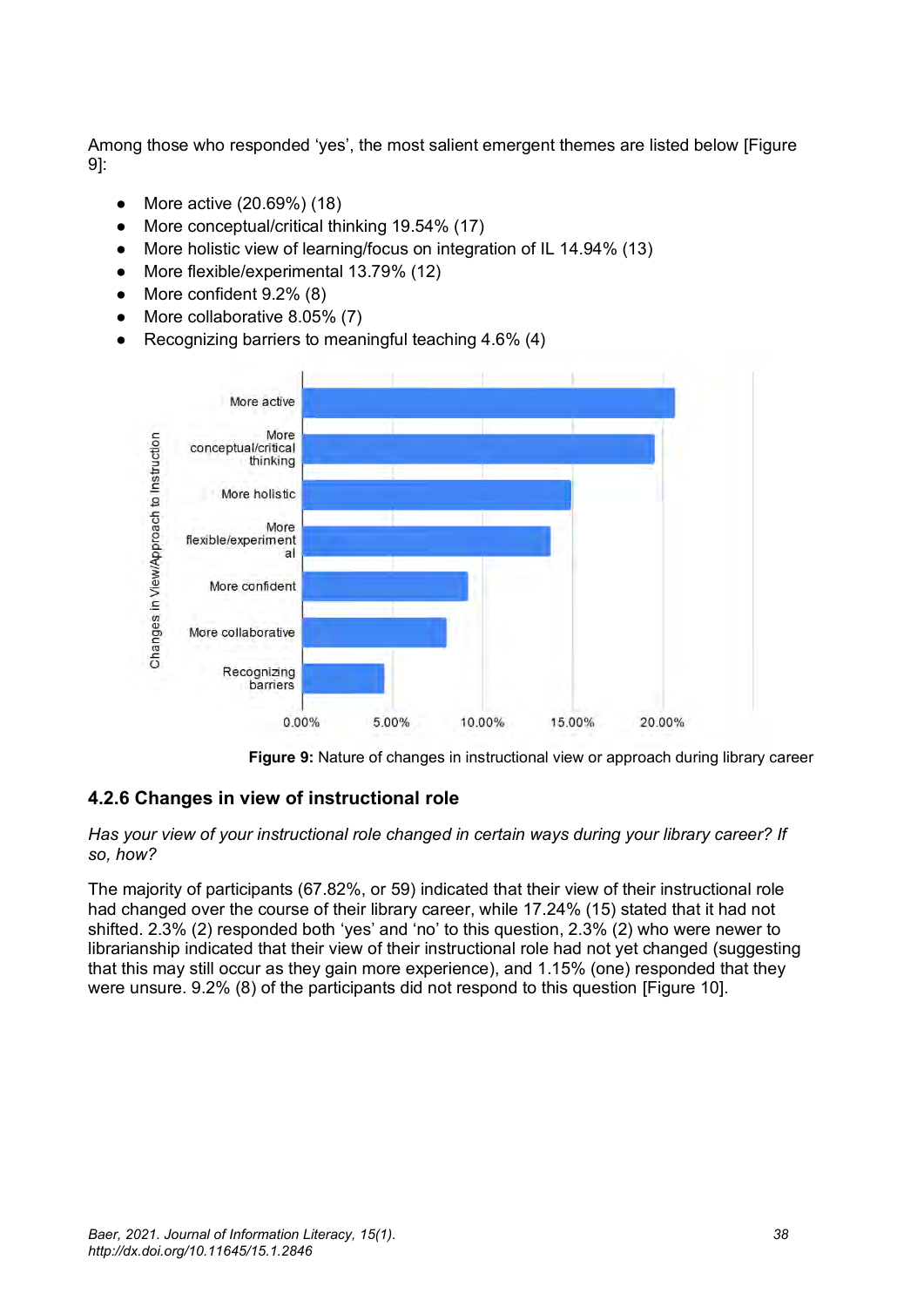Among those who responded 'yes', the most salient emergent themes are listed below [Figure 9]:

- More active (20.69%) (18)
- More conceptual/critical thinking 19.54% (17)
- More holistic view of learning/focus on integration of IL 14.94% (13)
- More flexible/experimental 13.79% (12)
- More confident 9.2% (8)
- More collaborative 8.05% (7)
- Recognizing barriers to meaningful teaching 4.6% (4)

**Figure 9:** Nature of changes in instructional view or approach during library career

### 4.2.6 Changes in view of instructional role

*Has your view of your instructional role changed in certain ways during your library career? If so, how?*

The majority of participants (67.82%, or 59) indicated that their view of their instructional role had changed over the course of their library career, while 17.24% (15) stated that it had not shifted. 2.3% (2) responded both 'yes' and 'no' to this question, 2.3% (2) who were newer to librarianship indicated that their view of their instructional role had not yet changed (suggesting that this may still occur as they gain more experience), and 1.15% (one) responded that they were unsure. 9.2% (8) of the participants did not respond to this question [Figure 10].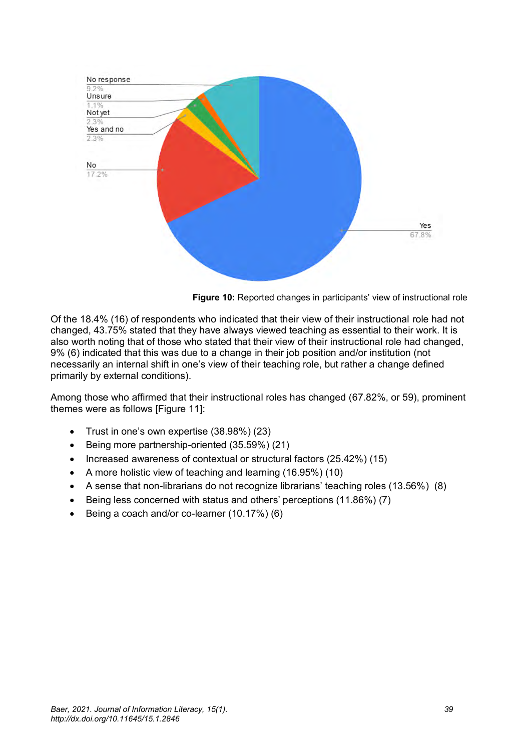**Figure 10:** Reported changes in participants' view of instructional role

Of the 18.4% (16) of respondents who indicated that their view of their instructional role had not changed, 43.75% stated that they have always viewed teaching as essential to their work. It is also worth noting that of those who stated that their view of their instructional role had changed, 9% (6) indicated that this was due to a change in their job position and/or institution (not necessarily an internal shift in one's view of their teaching role, but rather a change defined primarily by external conditions).

Among those who affirmed that their instructional roles has changed (67.82%, or 59), prominent themes were as follows [Figure 11]:

- Trust in one's own expertise (38.98%) (23)
- Being more partnership-oriented (35.59%) (21)
- Increased awareness of contextual or structural factors (25.42%) (15)
- A more holistic view of teaching and learning (16.95%) (10)
- A sense that non-librarians do not recognize librarians' teaching roles (13.56%) (8)
- Being less concerned with status and others' perceptions (11.86%) (7)
- Being a coach and/or co-learner (10.17%) (6)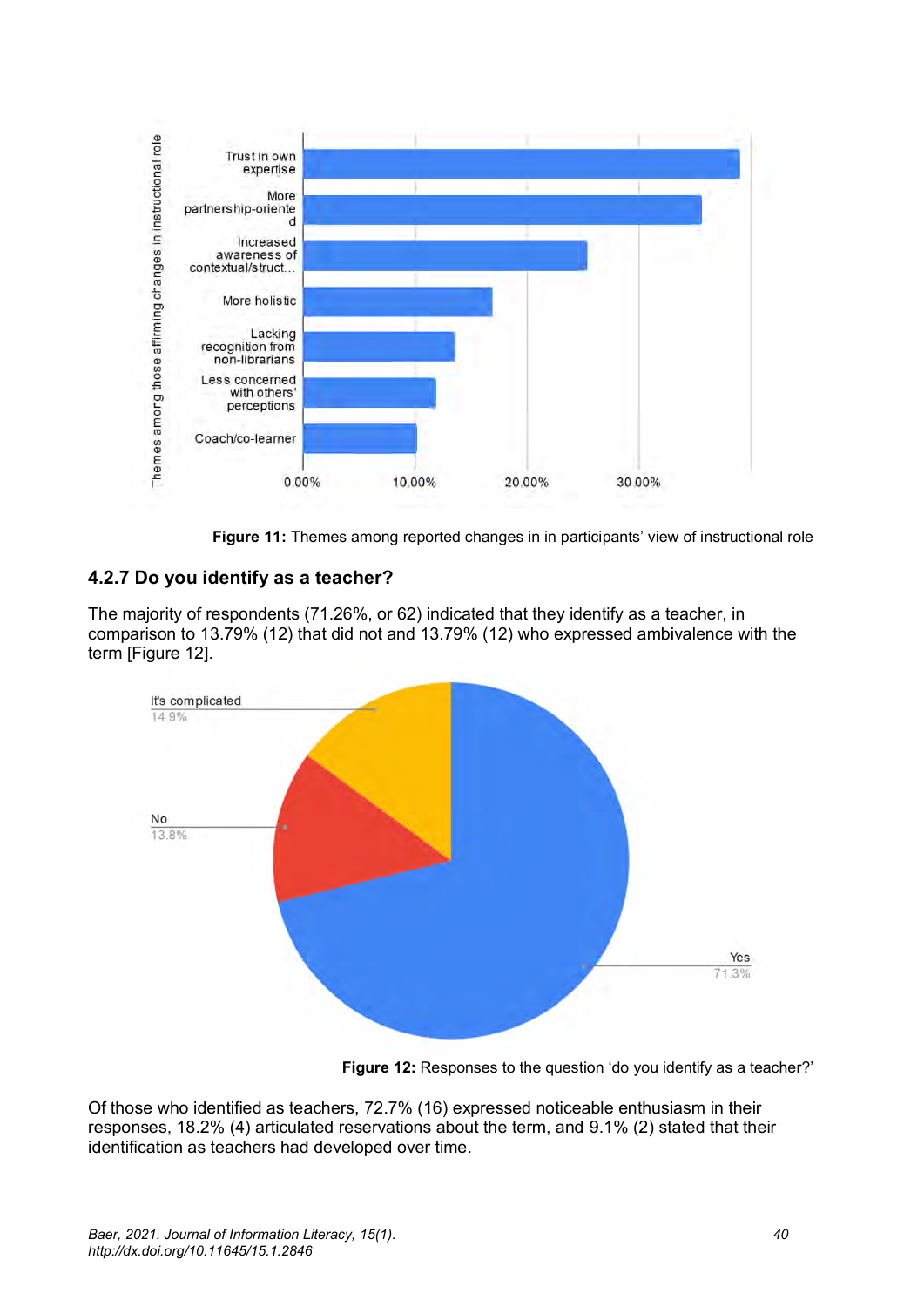**Figure 11:** Themes among reported changes in in participants' view of instructional role

### 4.2.7 Do you identify as a teacher?

The majority of respondents (71.26%, or 62) indicated that they identify as a teacher, in comparison to 13.79% (12) that did not and 13.79% (12) who expressed ambivalence with the term [Figure 12].

**Figure 12:** Responses to the question 'do you identify as a teacher?'

Of those who identified as teachers, 72.7% (16) expressed noticeable enthusiasm in their responses, 18.2% (4) articulated reservations about the term, and 9.1% (2) stated that their identification as teachers had developed over time.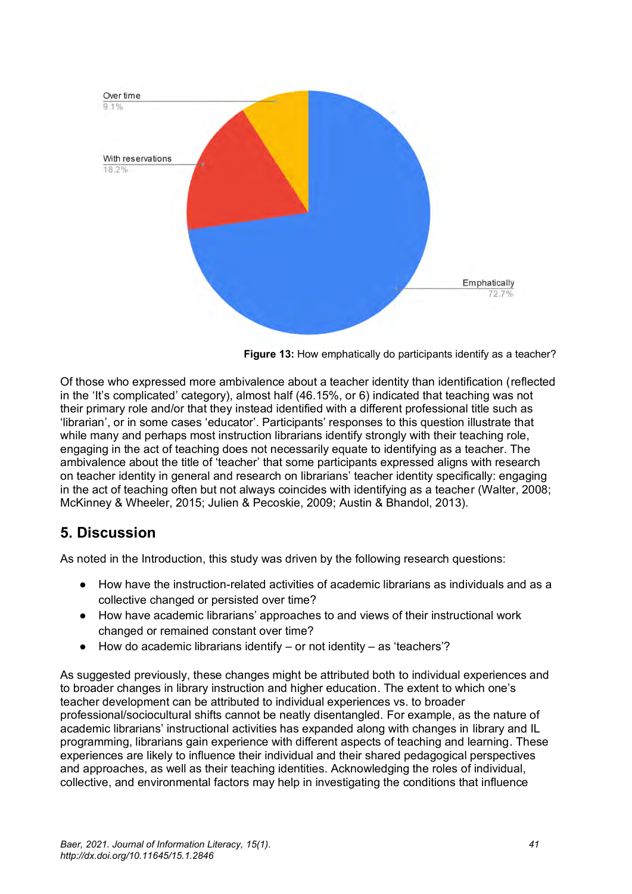Over time
9.1%

With reservations
18.2%

Emphatically
72.7%

**Figure 13:** How emphatically do participants identify as a teacher?

Of those who expressed more ambivalence about a teacher identity than identification (reflected in the 'It's complicated' category), almost half (46.15%, or 6) indicated that teaching was not their primary role and/or that they instead identified with a different professional title such as 'librarian', or in some cases 'educator'. Participants' responses to this question illustrate that while many and perhaps most instruction librarians identify strongly with their teaching role, engaging in the act of teaching does not necessarily equate to identifying as a teacher. The ambivalence about the title of 'teacher' that some participants expressed aligns with research on teacher identity in general and research on librarians' teacher identity specifically: engaging in the act of teaching often but not always coincides with identifying as a teacher (Walter, 2008; McKinney & Wheeler, 2015; Julien & Pecoskie, 2009; Austin & Bhandol, 2013).

## 5. Discussion

As noted in the Introduction, this study was driven by the following research questions:

- How have the instruction-related activities of academic librarians as individuals and as a collective changed or persisted over time?
- How have academic librarians' approaches to and views of their instructional work changed or remained constant over time?
- How do academic librarians identify – or not identity – as 'teachers'?

As suggested previously, these changes might be attributed both to individual experiences and to broader changes in library instruction and higher education. The extent to which one's teacher development can be attributed to individual experiences vs. to broader professional/sociocultural shifts cannot be neatly disentangled. For example, as the nature of academic librarians' instructional activities has expanded along with changes in library and IL programming, librarians gain experience with different aspects of teaching and learning. These experiences are likely to influence their individual and their shared pedagogical perspectives and approaches, as well as their teaching identities. Acknowledging the roles of individual, collective, and environmental factors may help in investigating the conditions that influence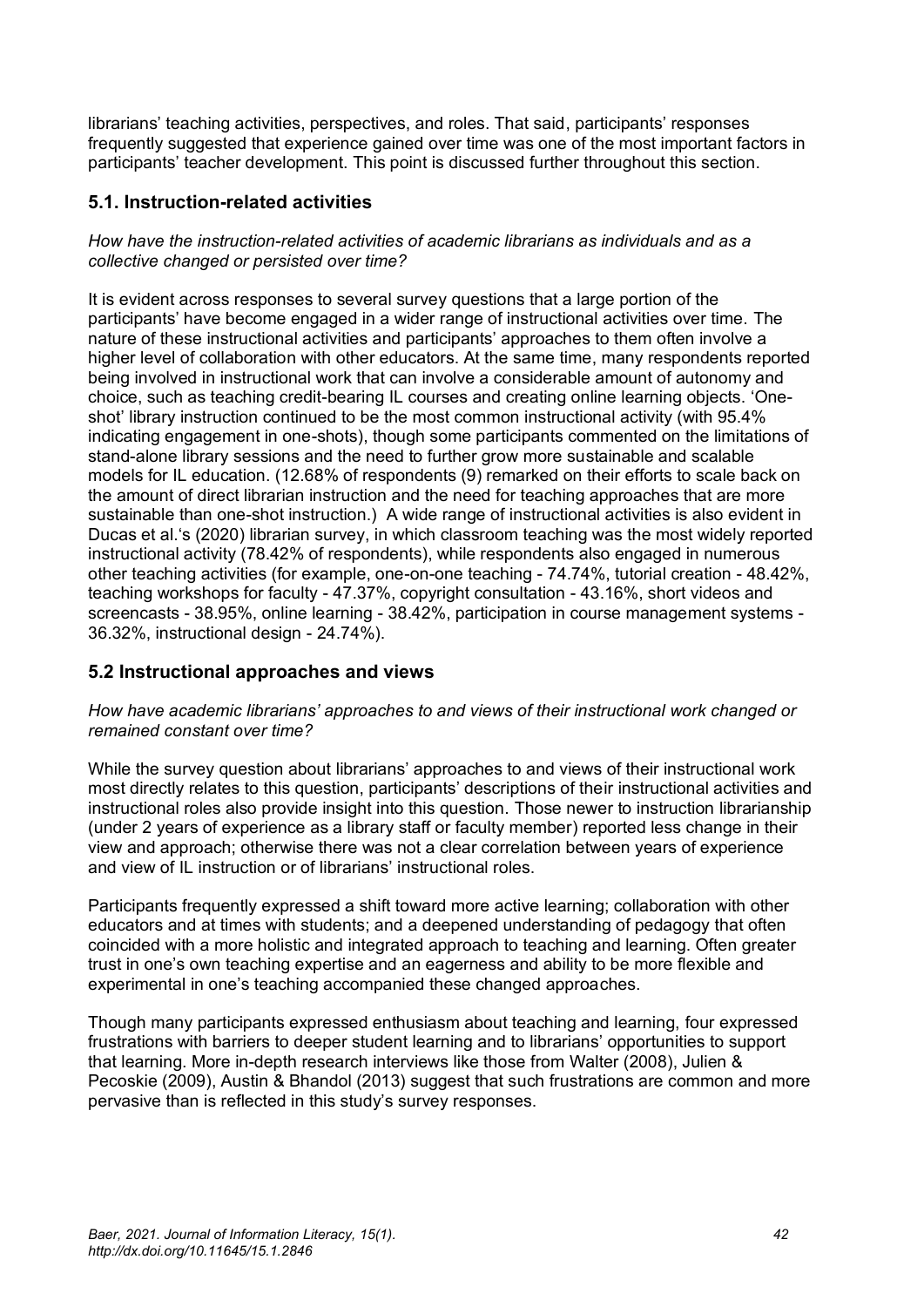librarians' teaching activities, perspectives, and roles. That said, participants' responses frequently suggested that experience gained over time was one of the most important factors in participants' teacher development. This point is discussed further throughout this section.

## 5.1. Instruction-related activities

*How have the instruction-related activities of academic librarians as individuals and as a collective changed or persisted over time?*

It is evident across responses to several survey questions that a large portion of the participants' have become engaged in a wider range of instructional activities over time. The nature of these instructional activities and participants' approaches to them often involve a higher level of collaboration with other educators. At the same time, many respondents reported being involved in instructional work that can involve a considerable amount of autonomy and choice, such as teaching credit-bearing IL courses and creating online learning objects. 'One-shot' library instruction continued to be the most common instructional activity (with 95.4% indicating engagement in one-shots), though some participants commented on the limitations of stand-alone library sessions and the need to further grow more sustainable and scalable models for IL education. (12.68% of respondents (9) remarked on their efforts to scale back on the amount of direct librarian instruction and the need for teaching approaches that are more sustainable than one-shot instruction.) A wide range of instructional activities is also evident in Ducas et al.'s (2020) librarian survey, in which classroom teaching was the most widely reported instructional activity (78.42% of respondents), while respondents also engaged in numerous other teaching activities (for example, one-on-one teaching - 74.74%, tutorial creation - 48.42%, teaching workshops for faculty - 47.37%, copyright consultation - 43.16%, short videos and screencasts - 38.95%, online learning - 38.42%, participation in course management systems - 36.32%, instructional design - 24.74%).

## 5.2 Instructional approaches and views

*How have academic librarians' approaches to and views of their instructional work changed or remained constant over time?*

While the survey question about librarians' approaches to and views of their instructional work most directly relates to this question, participants' descriptions of their instructional activities and instructional roles also provide insight into this question. Those newer to instruction librarianship (under 2 years of experience as a library staff or faculty member) reported less change in their view and approach; otherwise there was not a clear correlation between years of experience and view of IL instruction or of librarians' instructional roles.

Participants frequently expressed a shift toward more active learning; collaboration with other educators and at times with students; and a deepened understanding of pedagogy that often coincided with a more holistic and integrated approach to teaching and learning. Often greater trust in one's own teaching expertise and an eagerness and ability to be more flexible and experimental in one's teaching accompanied these changed approaches.

Though many participants expressed enthusiasm about teaching and learning, four expressed frustrations with barriers to deeper student learning and to librarians' opportunities to support that learning. More in-depth research interviews like those from Walter (2008), Julien & Pecoskie (2009), Austin & Bhandol (2013) suggest that such frustrations are common and more pervasive than is reflected in this study's survey responses.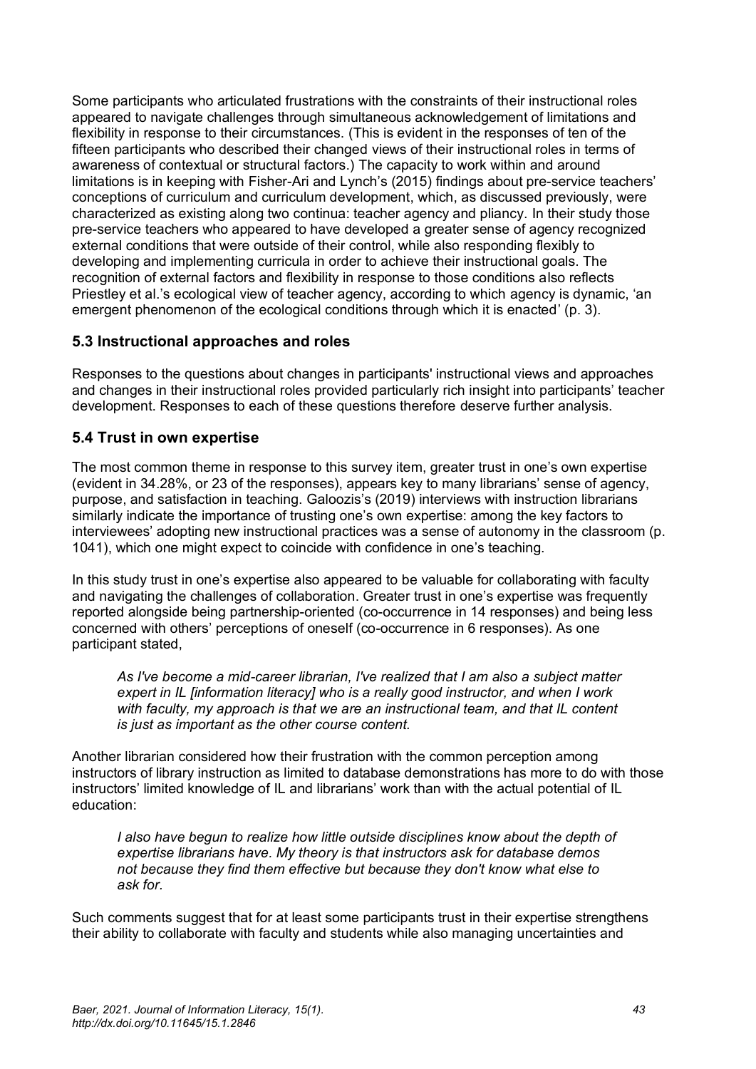Some participants who articulated frustrations with the constraints of their instructional roles appeared to navigate challenges through simultaneous acknowledgement of limitations and flexibility in response to their circumstances. (This is evident in the responses of ten of the fifteen participants who described their changed views of their instructional roles in terms of awareness of contextual or structural factors.) The capacity to work within and around limitations is in keeping with Fisher-Ari and Lynch's (2015) findings about pre-service teachers' conceptions of curriculum and curriculum development, which, as discussed previously, were characterized as existing along two continua: teacher agency and pliancy. In their study those pre-service teachers who appeared to have developed a greater sense of agency recognized external conditions that were outside of their control, while also responding flexibly to developing and implementing curricula in order to achieve their instructional goals. The recognition of external factors and flexibility in response to those conditions also reflects Priestley et al.'s ecological view of teacher agency, according to which agency is dynamic, 'an emergent phenomenon of the ecological conditions through which it is enacted' (p. 3).

## 5.3 Instructional approaches and roles

Responses to the questions about changes in participants' instructional views and approaches and changes in their instructional roles provided particularly rich insight into participants' teacher development. Responses to each of these questions therefore deserve further analysis.

## 5.4 Trust in own expertise

The most common theme in response to this survey item, greater trust in one's own expertise (evident in 34.28%, or 23 of the responses), appears key to many librarians' sense of agency, purpose, and satisfaction in teaching. Galoozis's (2019) interviews with instruction librarians similarly indicate the importance of trusting one's own expertise: among the key factors to interviewees' adopting new instructional practices was a sense of autonomy in the classroom (p. 1041), which one might expect to coincide with confidence in one's teaching.

In this study trust in one's expertise also appeared to be valuable for collaborating with faculty and navigating the challenges of collaboration. Greater trust in one's expertise was frequently reported alongside being partnership-oriented (co-occurrence in 14 responses) and being less concerned with others' perceptions of oneself (co-occurrence in 6 responses). As one participant stated,

> *As I've become a mid-career librarian, I've realized that I am also a subject matter expert in IL [information literacy] who is a really good instructor, and when I work with faculty, my approach is that we are an instructional team, and that IL content is just as important as the other course content.*

Another librarian considered how their frustration with the common perception among instructors of library instruction as limited to database demonstrations has more to do with those instructors' limited knowledge of IL and librarians' work than with the actual potential of IL education:

> *I also have begun to realize how little outside disciplines know about the depth of expertise librarians have. My theory is that instructors ask for database demos not because they find them effective but because they don't know what else to ask for.*

Such comments suggest that for at least some participants trust in their expertise strengthens their ability to collaborate with faculty and students while also managing uncertainties and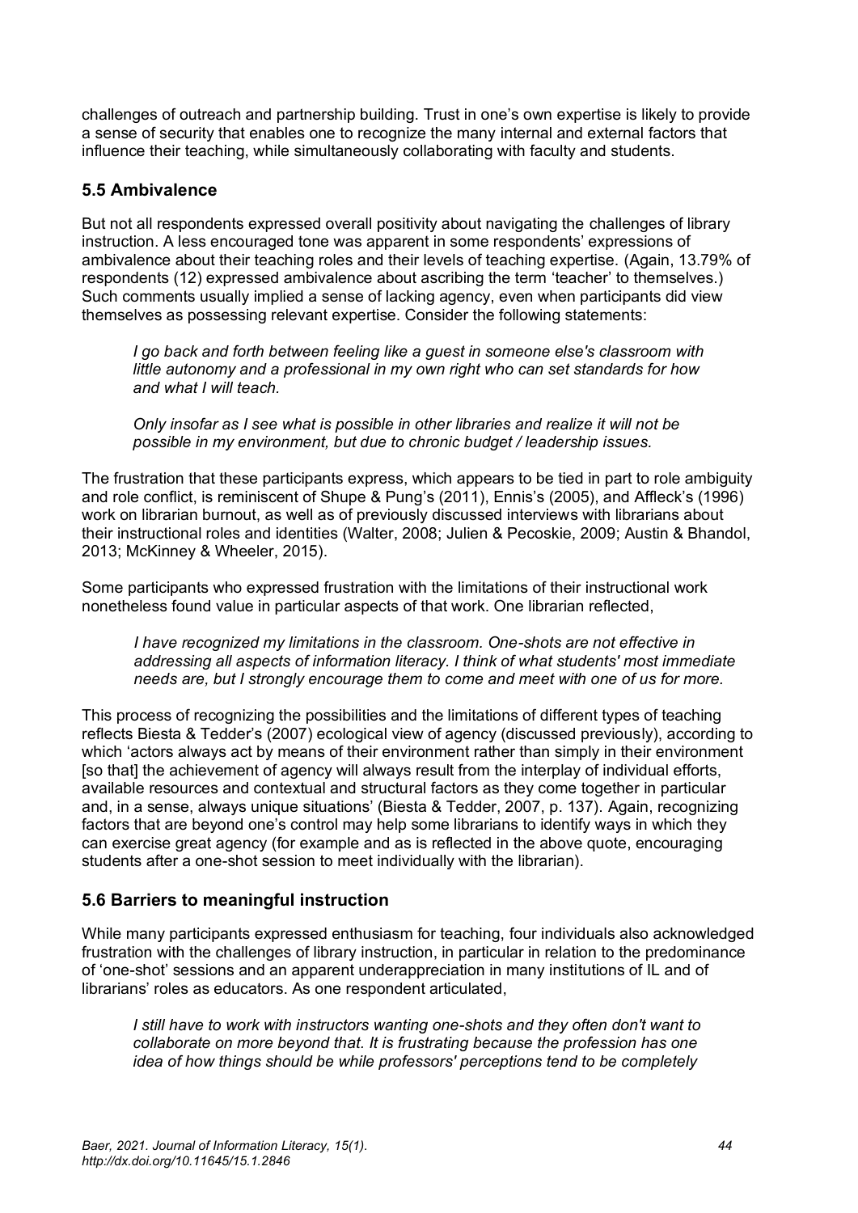challenges of outreach and partnership building. Trust in one's own expertise is likely to provide a sense of security that enables one to recognize the many internal and external factors that influence their teaching, while simultaneously collaborating with faculty and students.

### 5.5 Ambivalence

But not all respondents expressed overall positivity about navigating the challenges of library instruction. A less encouraged tone was apparent in some respondents' expressions of ambivalence about their teaching roles and their levels of teaching expertise. (Again, 13.79% of respondents (12) expressed ambivalence about ascribing the term 'teacher' to themselves.) Such comments usually implied a sense of lacking agency, even when participants did view themselves as possessing relevant expertise. Consider the following statements:

> *I go back and forth between feeling like a guest in someone else's classroom with little autonomy and a professional in my own right who can set standards for how and what I will teach.*
>
> *Only insofar as I see what is possible in other libraries and realize it will not be possible in my environment, but due to chronic budget / leadership issues.*

The frustration that these participants express, which appears to be tied in part to role ambiguity and role conflict, is reminiscent of Shupe & Pung's (2011), Ennis's (2005), and Affleck's (1996) work on librarian burnout, as well as of previously discussed interviews with librarians about their instructional roles and identities (Walter, 2008; Julien & Pecoskie, 2009; Austin & Bhandol, 2013; McKinney & Wheeler, 2015).

Some participants who expressed frustration with the limitations of their instructional work nonetheless found value in particular aspects of that work. One librarian reflected,

> *I have recognized my limitations in the classroom. One-shots are not effective in addressing all aspects of information literacy. I think of what students' most immediate needs are, but I strongly encourage them to come and meet with one of us for more.*

This process of recognizing the possibilities and the limitations of different types of teaching reflects Biesta & Tedder's (2007) ecological view of agency (discussed previously), according to which 'actors always act by means of their environment rather than simply in their environment [so that] the achievement of agency will always result from the interplay of individual efforts, available resources and contextual and structural factors as they come together in particular and, in a sense, always unique situations' (Biesta & Tedder, 2007, p. 137). Again, recognizing factors that are beyond one's control may help some librarians to identify ways in which they can exercise great agency (for example and as is reflected in the above quote, encouraging students after a one-shot session to meet individually with the librarian).

### 5.6 Barriers to meaningful instruction

While many participants expressed enthusiasm for teaching, four individuals also acknowledged frustration with the challenges of library instruction, in particular in relation to the predominance of 'one-shot' sessions and an apparent underappreciation in many institutions of IL and of librarians' roles as educators. As one respondent articulated,

> *I still have to work with instructors wanting one-shots and they often don't want to collaborate on more beyond that. It is frustrating because the profession has one idea of how things should be while professors' perceptions tend to be completely*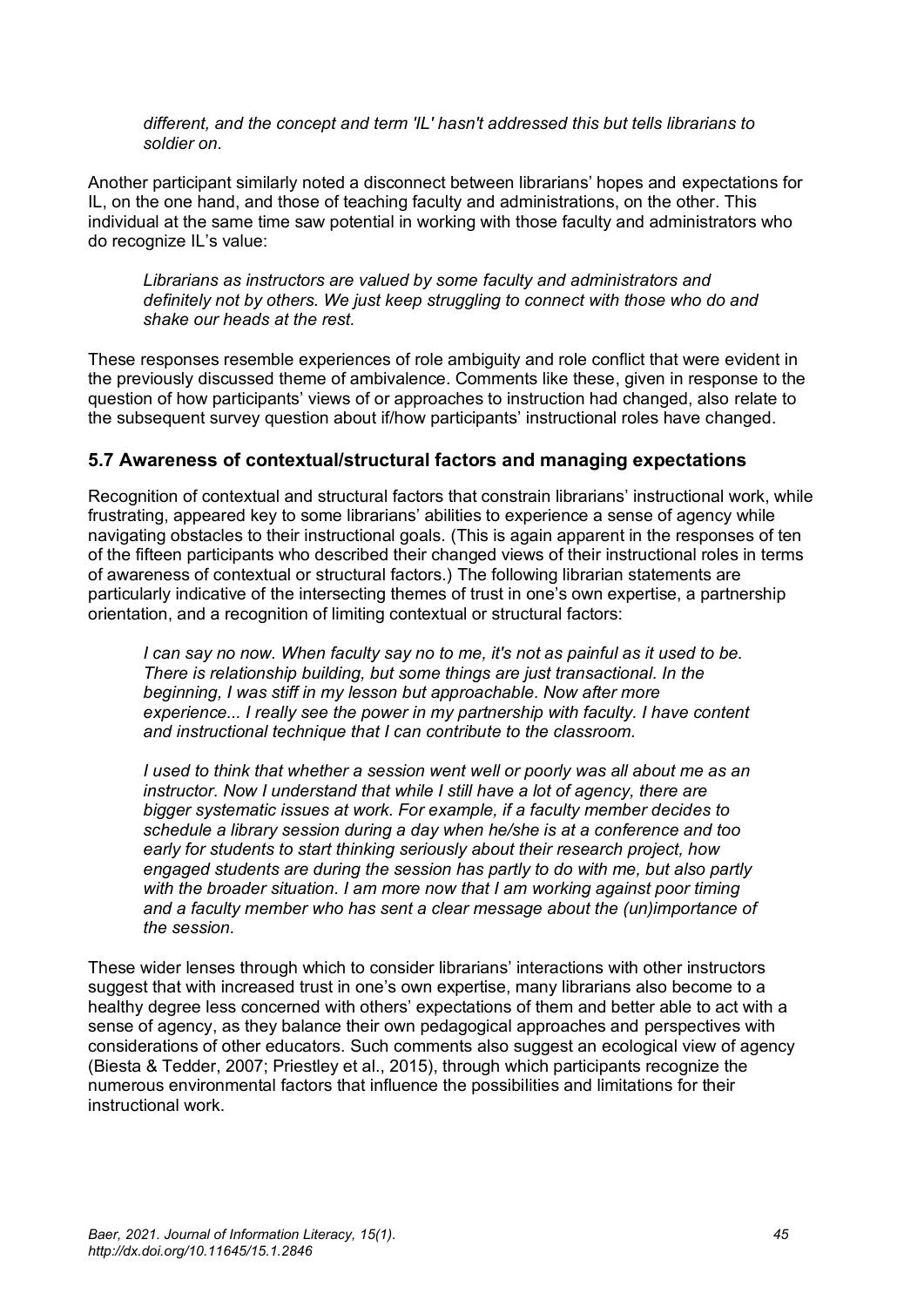*different, and the concept and term 'IL' hasn't addressed this but tells librarians to soldier on.*

Another participant similarly noted a disconnect between librarians' hopes and expectations for IL, on the one hand, and those of teaching faculty and administrations, on the other. This individual at the same time saw potential in working with those faculty and administrators who do recognize IL's value:

> *Librarians as instructors are valued by some faculty and administrators and definitely not by others. We just keep struggling to connect with those who do and shake our heads at the rest.*

These responses resemble experiences of role ambiguity and role conflict that were evident in the previously discussed theme of ambivalence. Comments like these, given in response to the question of how participants' views of or approaches to instruction had changed, also relate to the subsequent survey question about if/how participants' instructional roles have changed.

## 5.7 Awareness of contextual/structural factors and managing expectations

Recognition of contextual and structural factors that constrain librarians' instructional work, while frustrating, appeared key to some librarians' abilities to experience a sense of agency while navigating obstacles to their instructional goals. (This is again apparent in the responses of ten of the fifteen participants who described their changed views of their instructional roles in terms of awareness of contextual or structural factors.) The following librarian statements are particularly indicative of the intersecting themes of trust in one's own expertise, a partnership orientation, and a recognition of limiting contextual or structural factors:

> *I can say no now. When faculty say no to me, it's not as painful as it used to be. There is relationship building, but some things are just transactional. In the beginning, I was stiff in my lesson but approachable. Now after more experience... I really see the power in my partnership with faculty. I have content and instructional technique that I can contribute to the classroom.*

> *I used to think that whether a session went well or poorly was all about me as an instructor. Now I understand that while I still have a lot of agency, there are bigger systematic issues at work. For example, if a faculty member decides to schedule a library session during a day when he/she is at a conference and too early for students to start thinking seriously about their research project, how engaged students are during the session has partly to do with me, but also partly with the broader situation. I am more now that I am working against poor timing and a faculty member who has sent a clear message about the (un)importance of the session.*

These wider lenses through which to consider librarians' interactions with other instructors suggest that with increased trust in one's own expertise, many librarians also become to a healthy degree less concerned with others' expectations of them and better able to act with a sense of agency, as they balance their own pedagogical approaches and perspectives with considerations of other educators. Such comments also suggest an ecological view of agency (Biesta & Tedder, 2007; Priestley et al., 2015), through which participants recognize the numerous environmental factors that influence the possibilities and limitations for their instructional work.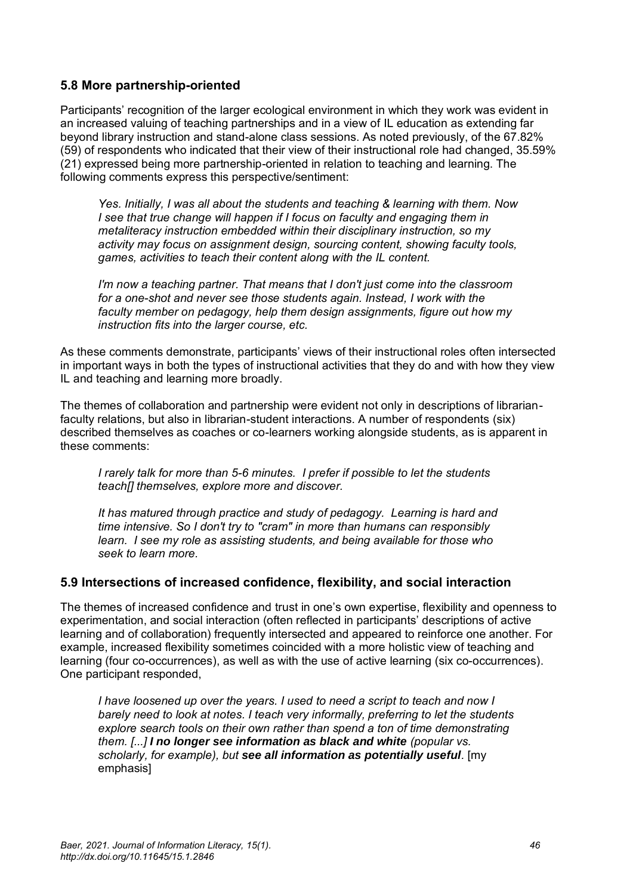### 5.8 More partnership-oriented

Participants' recognition of the larger ecological environment in which they work was evident in an increased valuing of teaching partnerships and in a view of IL education as extending far beyond library instruction and stand-alone class sessions. As noted previously, of the 67.82% (59) of respondents who indicated that their view of their instructional role had changed, 35.59% (21) expressed being more partnership-oriented in relation to teaching and learning. The following comments express this perspective/sentiment:

> *Yes. Initially, I was all about the students and teaching & learning with them. Now I see that true change will happen if I focus on faculty and engaging them in metaliteracy instruction embedded within their disciplinary instruction, so my activity may focus on assignment design, sourcing content, showing faculty tools, games, activities to teach their content along with the IL content.*

> *I'm now a teaching partner. That means that I don't just come into the classroom for a one-shot and never see those students again. Instead, I work with the faculty member on pedagogy, help them design assignments, figure out how my instruction fits into the larger course, etc.*

As these comments demonstrate, participants' views of their instructional roles often intersected in important ways in both the types of instructional activities that they do and with how they view IL and teaching and learning more broadly.

The themes of collaboration and partnership were evident not only in descriptions of librarian-faculty relations, but also in librarian-student interactions. A number of respondents (six) described themselves as coaches or co-learners working alongside students, as is apparent in these comments:

> *I rarely talk for more than 5-6 minutes. I prefer if possible to let the students teach[] themselves, explore more and discover.*

> *It has matured through practice and study of pedagogy. Learning is hard and time intensive. So I don't try to "cram" in more than humans can responsibly learn. I see my role as assisting students, and being available for those who seek to learn more.*

### 5.9 Intersections of increased confidence, flexibility, and social interaction

The themes of increased confidence and trust in one's own expertise, flexibility and openness to experimentation, and social interaction (often reflected in participants' descriptions of active learning and of collaboration) frequently intersected and appeared to reinforce one another. For example, increased flexibility sometimes coincided with a more holistic view of teaching and learning (four co-occurrences), as well as with the use of active learning (six co-occurrences). One participant responded,

> *I have loosened up over the years. I used to need a script to teach and now I barely need to look at notes. I teach very informally, preferring to let the students explore search tools on their own rather than spend a ton of time demonstrating them. [...] **I no longer see information as black and white** (popular vs. scholarly, for example), but **see all information as potentially useful**.* [my emphasis]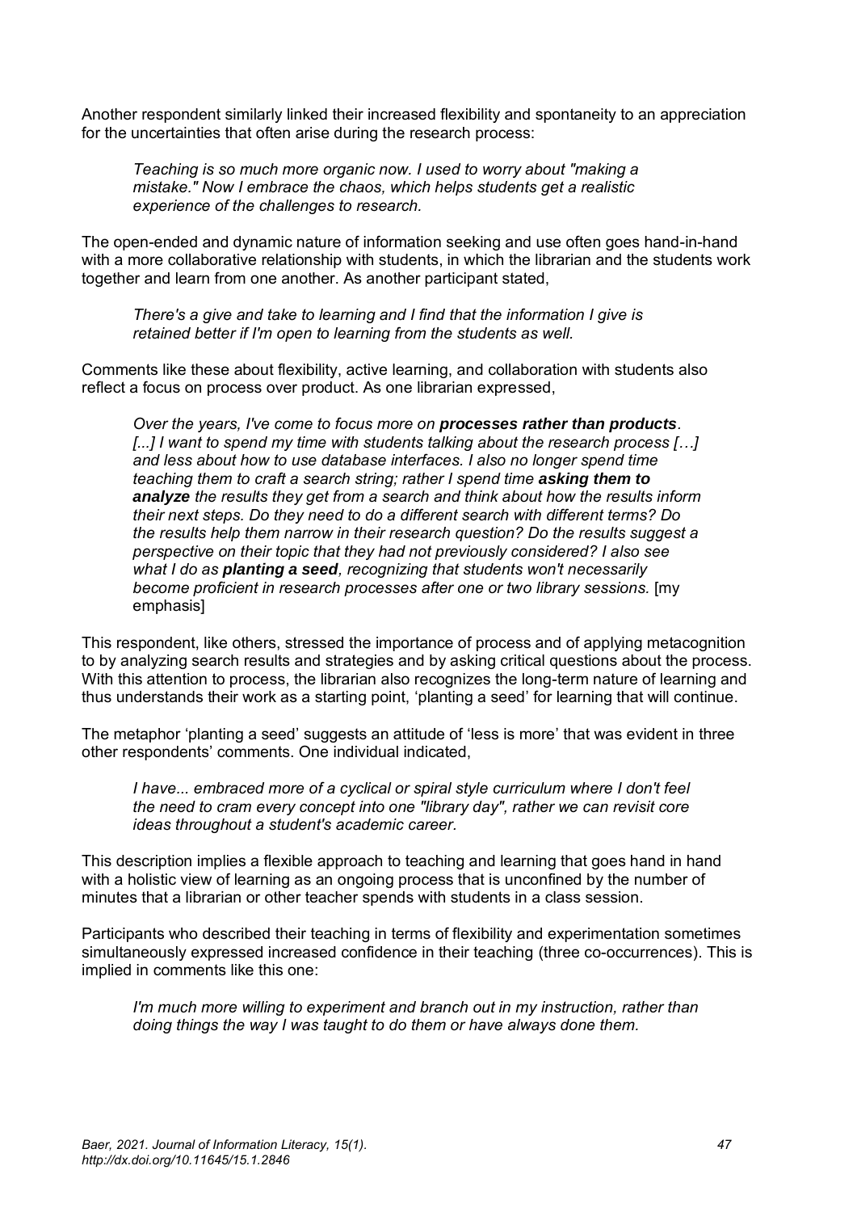Another respondent similarly linked their increased flexibility and spontaneity to an appreciation for the uncertainties that often arise during the research process:

> *Teaching is so much more organic now. I used to worry about "making a mistake." Now I embrace the chaos, which helps students get a realistic experience of the challenges to research.*

The open-ended and dynamic nature of information seeking and use often goes hand-in-hand with a more collaborative relationship with students, in which the librarian and the students work together and learn from one another. As another participant stated,

> *There's a give and take to learning and I find that the information I give is retained better if I'm open to learning from the students as well.*

Comments like these about flexibility, active learning, and collaboration with students also reflect a focus on process over product. As one librarian expressed,

> *Over the years, I've come to focus more on **processes rather than products**. [...] I want to spend my time with students talking about the research process […] and less about how to use database interfaces. I also no longer spend time teaching them to craft a search string; rather I spend time **asking them to analyze** the results they get from a search and think about how the results inform their next steps. Do they need to do a different search with different terms? Do the results help them narrow in their research question? Do the results suggest a perspective on their topic that they had not previously considered? I also see what I do as **planting a seed**, recognizing that students won't necessarily become proficient in research processes after one or two library sessions.* [my emphasis]

This respondent, like others, stressed the importance of process and of applying metacognition to by analyzing search results and strategies and by asking critical questions about the process. With this attention to process, the librarian also recognizes the long-term nature of learning and thus understands their work as a starting point, 'planting a seed' for learning that will continue.

The metaphor 'planting a seed' suggests an attitude of 'less is more' that was evident in three other respondents' comments. One individual indicated,

> *I have... embraced more of a cyclical or spiral style curriculum where I don't feel the need to cram every concept into one "library day", rather we can revisit core ideas throughout a student's academic career.*

This description implies a flexible approach to teaching and learning that goes hand in hand with a holistic view of learning as an ongoing process that is unconfined by the number of minutes that a librarian or other teacher spends with students in a class session.

Participants who described their teaching in terms of flexibility and experimentation sometimes simultaneously expressed increased confidence in their teaching (three co-occurrences). This is implied in comments like this one:

> *I'm much more willing to experiment and branch out in my instruction, rather than doing things the way I was taught to do them or have always done them.*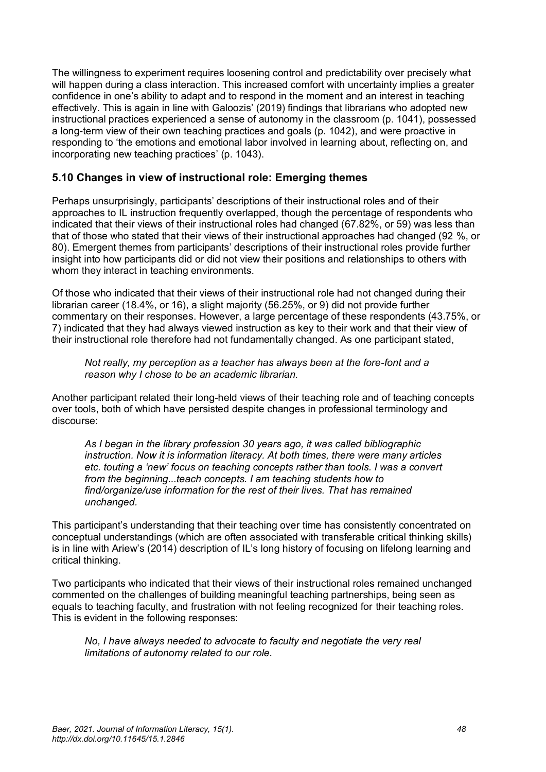The willingness to experiment requires loosening control and predictability over precisely what will happen during a class interaction. This increased comfort with uncertainty implies a greater confidence in one's ability to adapt and to respond in the moment and an interest in teaching effectively. This is again in line with Galoozis' (2019) findings that librarians who adopted new instructional practices experienced a sense of autonomy in the classroom (p. 1041), possessed a long-term view of their own teaching practices and goals (p. 1042), and were proactive in responding to 'the emotions and emotional labor involved in learning about, reflecting on, and incorporating new teaching practices' (p. 1043).

### 5.10 Changes in view of instructional role: Emerging themes

Perhaps unsurprisingly, participants' descriptions of their instructional roles and of their approaches to IL instruction frequently overlapped, though the percentage of respondents who indicated that their views of their instructional roles had changed (67.82%, or 59) was less than that of those who stated that their views of their instructional approaches had changed (92 %, or 80). Emergent themes from participants' descriptions of their instructional roles provide further insight into how participants did or did not view their positions and relationships to others with whom they interact in teaching environments.

Of those who indicated that their views of their instructional role had not changed during their librarian career (18.4%, or 16), a slight majority (56.25%, or 9) did not provide further commentary on their responses. However, a large percentage of these respondents (43.75%, or 7) indicated that they had always viewed instruction as key to their work and that their view of their instructional role therefore had not fundamentally changed. As one participant stated,

> *Not really, my perception as a teacher has always been at the fore-font and a reason why I chose to be an academic librarian.*

Another participant related their long-held views of their teaching role and of teaching concepts over tools, both of which have persisted despite changes in professional terminology and discourse:

> *As I began in the library profession 30 years ago, it was called bibliographic instruction. Now it is information literacy. At both times, there were many articles etc. touting a 'new' focus on teaching concepts rather than tools. I was a convert from the beginning...teach concepts. I am teaching students how to find/organize/use information for the rest of their lives. That has remained unchanged.*

This participant's understanding that their teaching over time has consistently concentrated on conceptual understandings (which are often associated with transferable critical thinking skills) is in line with Ariew's (2014) description of IL's long history of focusing on lifelong learning and critical thinking.

Two participants who indicated that their views of their instructional roles remained unchanged commented on the challenges of building meaningful teaching partnerships, being seen as equals to teaching faculty, and frustration with not feeling recognized for their teaching roles. This is evident in the following responses:

> *No, I have always needed to advocate to faculty and negotiate the very real limitations of autonomy related to our role.*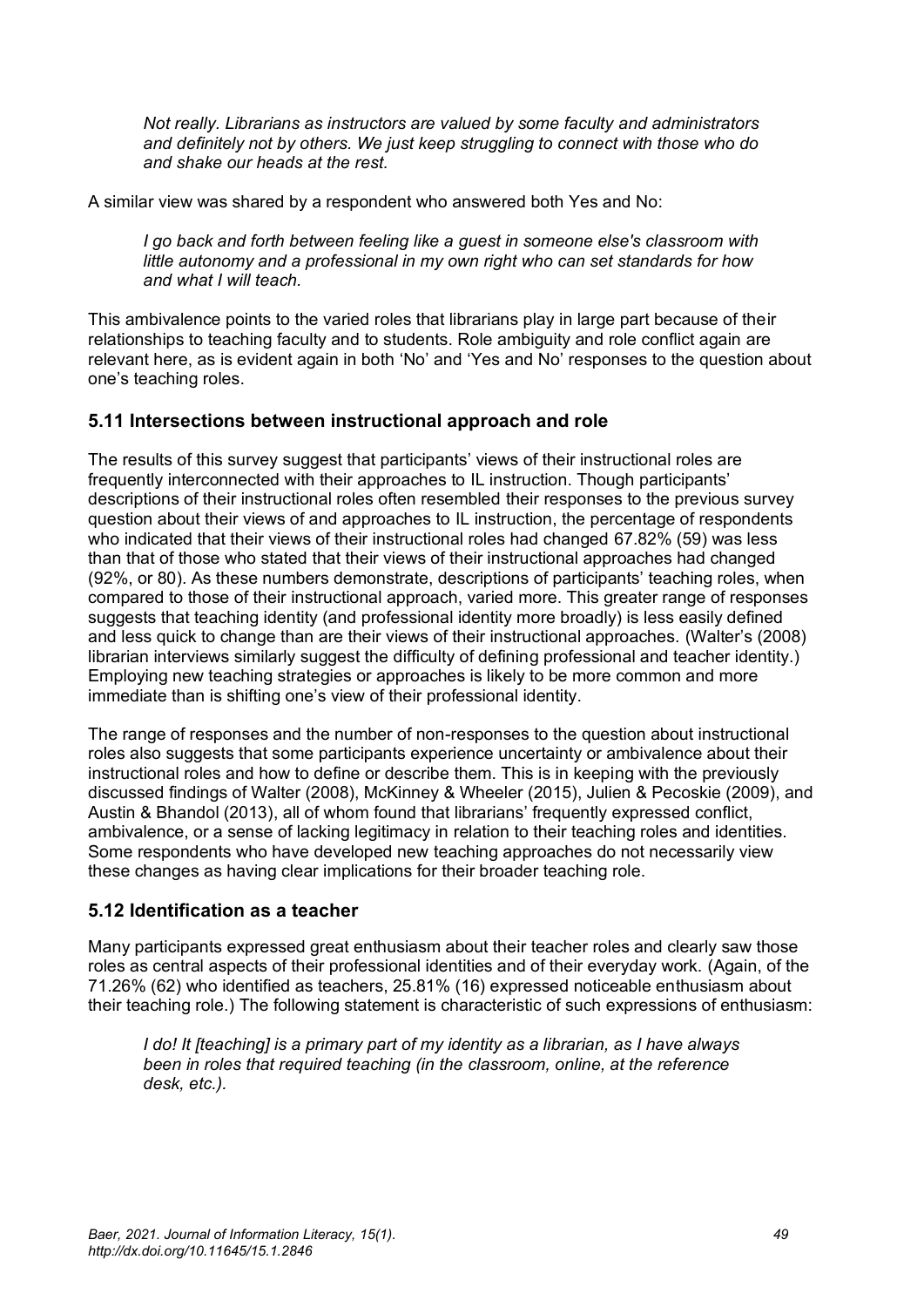> *Not really. Librarians as instructors are valued by some faculty and administrators and definitely not by others. We just keep struggling to connect with those who do and shake our heads at the rest.*

A similar view was shared by a respondent who answered both Yes and No:

> *I go back and forth between feeling like a guest in someone else's classroom with little autonomy and a professional in my own right who can set standards for how and what I will teach.*

This ambivalence points to the varied roles that librarians play in large part because of their relationships to teaching faculty and to students. Role ambiguity and role conflict again are relevant here, as is evident again in both 'No' and 'Yes and No' responses to the question about one's teaching roles.

### 5.11 Intersections between instructional approach and role

The results of this survey suggest that participants' views of their instructional roles are frequently interconnected with their approaches to IL instruction. Though participants' descriptions of their instructional roles often resembled their responses to the previous survey question about their views of and approaches to IL instruction, the percentage of respondents who indicated that their views of their instructional roles had changed 67.82% (59) was less than that of those who stated that their views of their instructional approaches had changed (92%, or 80). As these numbers demonstrate, descriptions of participants' teaching roles, when compared to those of their instructional approach, varied more. This greater range of responses suggests that teaching identity (and professional identity more broadly) is less easily defined and less quick to change than are their views of their instructional approaches. (Walter's (2008) librarian interviews similarly suggest the difficulty of defining professional and teacher identity.) Employing new teaching strategies or approaches is likely to be more common and more immediate than is shifting one's view of their professional identity.

The range of responses and the number of non-responses to the question about instructional roles also suggests that some participants experience uncertainty or ambivalence about their instructional roles and how to define or describe them. This is in keeping with the previously discussed findings of Walter (2008), McKinney & Wheeler (2015), Julien & Pecoskie (2009), and Austin & Bhandol (2013), all of whom found that librarians' frequently expressed conflict, ambivalence, or a sense of lacking legitimacy in relation to their teaching roles and identities. Some respondents who have developed new teaching approaches do not necessarily view these changes as having clear implications for their broader teaching role.

### 5.12 Identification as a teacher

Many participants expressed great enthusiasm about their teacher roles and clearly saw those roles as central aspects of their professional identities and of their everyday work. (Again, of the 71.26% (62) who identified as teachers, 25.81% (16) expressed noticeable enthusiasm about their teaching role.) The following statement is characteristic of such expressions of enthusiasm:

> *I do! It [teaching] is a primary part of my identity as a librarian, as I have always been in roles that required teaching (in the classroom, online, at the reference desk, etc.).*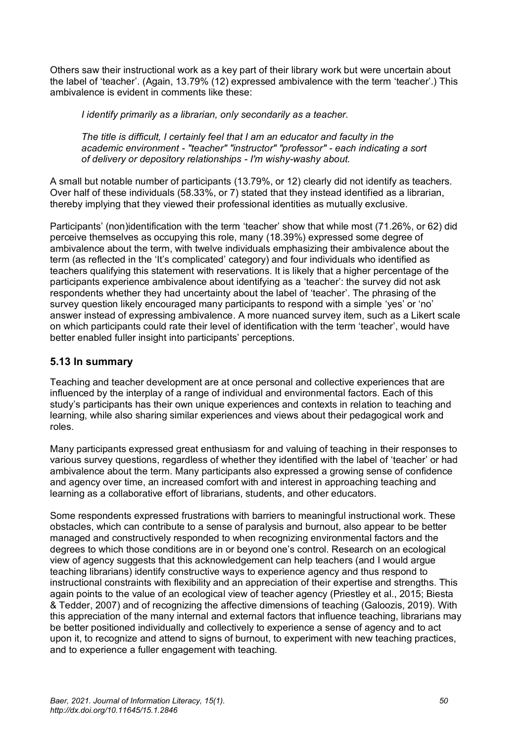Others saw their instructional work as a key part of their library work but were uncertain about the label of 'teacher'. (Again, 13.79% (12) expressed ambivalence with the term 'teacher'.) This ambivalence is evident in comments like these:

> *I identify primarily as a librarian, only secondarily as a teacher.*
>
> *The title is difficult, I certainly feel that I am an educator and faculty in the academic environment - "teacher" "instructor" "professor" - each indicating a sort of delivery or depository relationships - I'm wishy-washy about.*

A small but notable number of participants (13.79%, or 12) clearly did not identify as teachers. Over half of these individuals (58.33%, or 7) stated that they instead identified as a librarian, thereby implying that they viewed their professional identities as mutually exclusive.

Participants' (non)identification with the term 'teacher' show that while most (71.26%, or 62) did perceive themselves as occupying this role, many (18.39%) expressed some degree of ambivalence about the term, with twelve individuals emphasizing their ambivalence about the term (as reflected in the 'It's complicated' category) and four individuals who identified as teachers qualifying this statement with reservations. It is likely that a higher percentage of the participants experience ambivalence about identifying as a 'teacher': the survey did not ask respondents whether they had uncertainty about the label of 'teacher'. The phrasing of the survey question likely encouraged many participants to respond with a simple 'yes' or 'no' answer instead of expressing ambivalence. A more nuanced survey item, such as a Likert scale on which participants could rate their level of identification with the term 'teacher', would have better enabled fuller insight into participants' perceptions.

## 5.13 In summary

Teaching and teacher development are at once personal and collective experiences that are influenced by the interplay of a range of individual and environmental factors. Each of this study's participants has their own unique experiences and contexts in relation to teaching and learning, while also sharing similar experiences and views about their pedagogical work and roles.

Many participants expressed great enthusiasm for and valuing of teaching in their responses to various survey questions, regardless of whether they identified with the label of 'teacher' or had ambivalence about the term. Many participants also expressed a growing sense of confidence and agency over time, an increased comfort with and interest in approaching teaching and learning as a collaborative effort of librarians, students, and other educators.

Some respondents expressed frustrations with barriers to meaningful instructional work. These obstacles, which can contribute to a sense of paralysis and burnout, also appear to be better managed and constructively responded to when recognizing environmental factors and the degrees to which those conditions are in or beyond one's control. Research on an ecological view of agency suggests that this acknowledgement can help teachers (and I would argue teaching librarians) identify constructive ways to experience agency and thus respond to instructional constraints with flexibility and an appreciation of their expertise and strengths. This again points to the value of an ecological view of teacher agency (Priestley et al., 2015; Biesta & Tedder, 2007) and of recognizing the affective dimensions of teaching (Galoozis, 2019). With this appreciation of the many internal and external factors that influence teaching, librarians may be better positioned individually and collectively to experience a sense of agency and to act upon it, to recognize and attend to signs of burnout, to experiment with new teaching practices, and to experience a fuller engagement with teaching.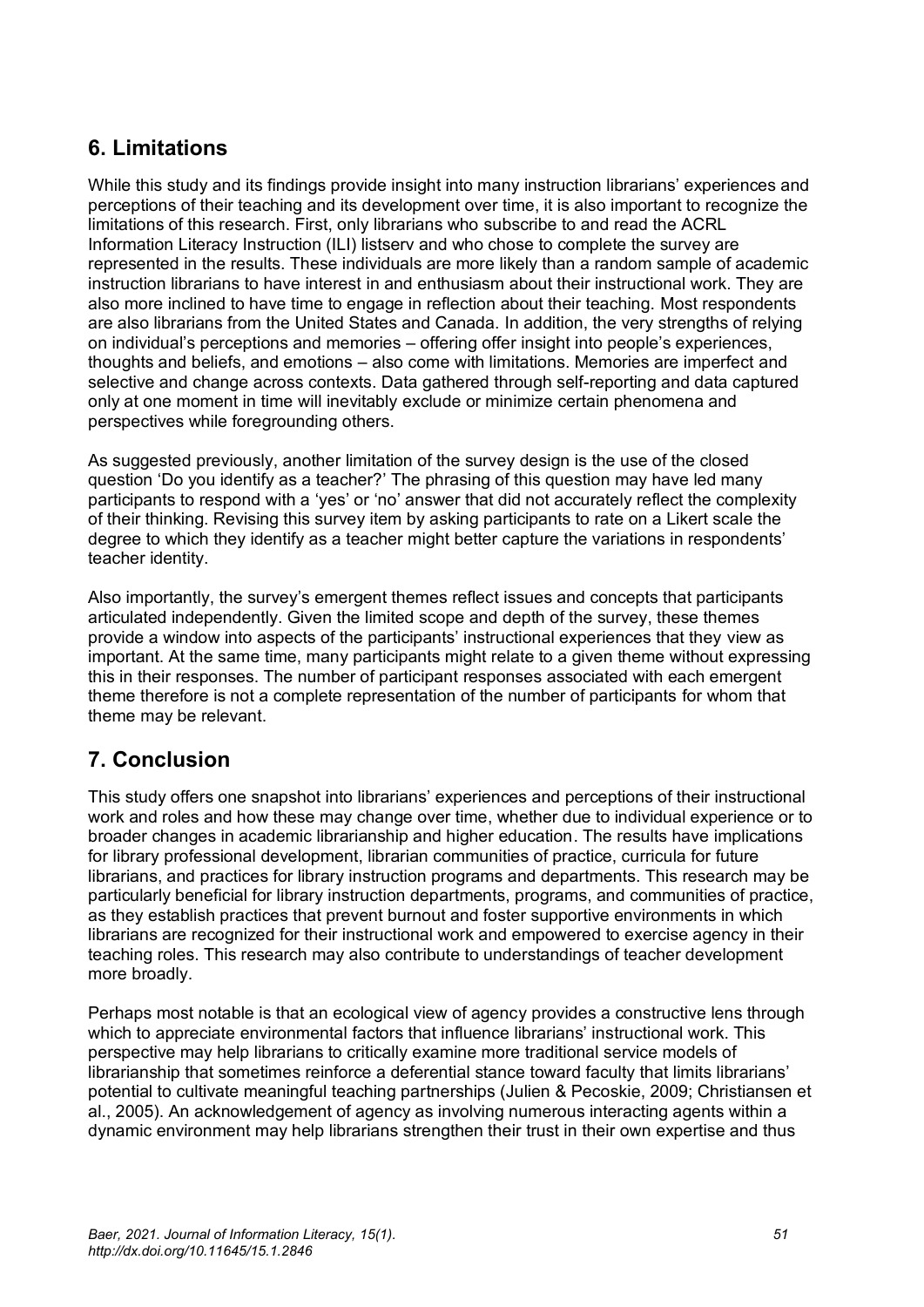## 6. Limitations

While this study and its findings provide insight into many instruction librarians' experiences and perceptions of their teaching and its development over time, it is also important to recognize the limitations of this research. First, only librarians who subscribe to and read the ACRL Information Literacy Instruction (ILI) listserv and who chose to complete the survey are represented in the results. These individuals are more likely than a random sample of academic instruction librarians to have interest in and enthusiasm about their instructional work. They are also more inclined to have time to engage in reflection about their teaching. Most respondents are also librarians from the United States and Canada. In addition, the very strengths of relying on individual's perceptions and memories – offering offer insight into people's experiences, thoughts and beliefs, and emotions – also come with limitations. Memories are imperfect and selective and change across contexts. Data gathered through self-reporting and data captured only at one moment in time will inevitably exclude or minimize certain phenomena and perspectives while foregrounding others.

As suggested previously, another limitation of the survey design is the use of the closed question 'Do you identify as a teacher?' The phrasing of this question may have led many participants to respond with a 'yes' or 'no' answer that did not accurately reflect the complexity of their thinking. Revising this survey item by asking participants to rate on a Likert scale the degree to which they identify as a teacher might better capture the variations in respondents' teacher identity.

Also importantly, the survey's emergent themes reflect issues and concepts that participants articulated independently. Given the limited scope and depth of the survey, these themes provide a window into aspects of the participants' instructional experiences that they view as important. At the same time, many participants might relate to a given theme without expressing this in their responses. The number of participant responses associated with each emergent theme therefore is not a complete representation of the number of participants for whom that theme may be relevant.

## 7. Conclusion

This study offers one snapshot into librarians' experiences and perceptions of their instructional work and roles and how these may change over time, whether due to individual experience or to broader changes in academic librarianship and higher education. The results have implications for library professional development, librarian communities of practice, curricula for future librarians, and practices for library instruction programs and departments. This research may be particularly beneficial for library instruction departments, programs, and communities of practice, as they establish practices that prevent burnout and foster supportive environments in which librarians are recognized for their instructional work and empowered to exercise agency in their teaching roles. This research may also contribute to understandings of teacher development more broadly.

Perhaps most notable is that an ecological view of agency provides a constructive lens through which to appreciate environmental factors that influence librarians' instructional work. This perspective may help librarians to critically examine more traditional service models of librarianship that sometimes reinforce a deferential stance toward faculty that limits librarians' potential to cultivate meaningful teaching partnerships (Julien & Pecoskie, 2009; Christiansen et al., 2005). An acknowledgement of agency as involving numerous interacting agents within a dynamic environment may help librarians strengthen their trust in their own expertise and thus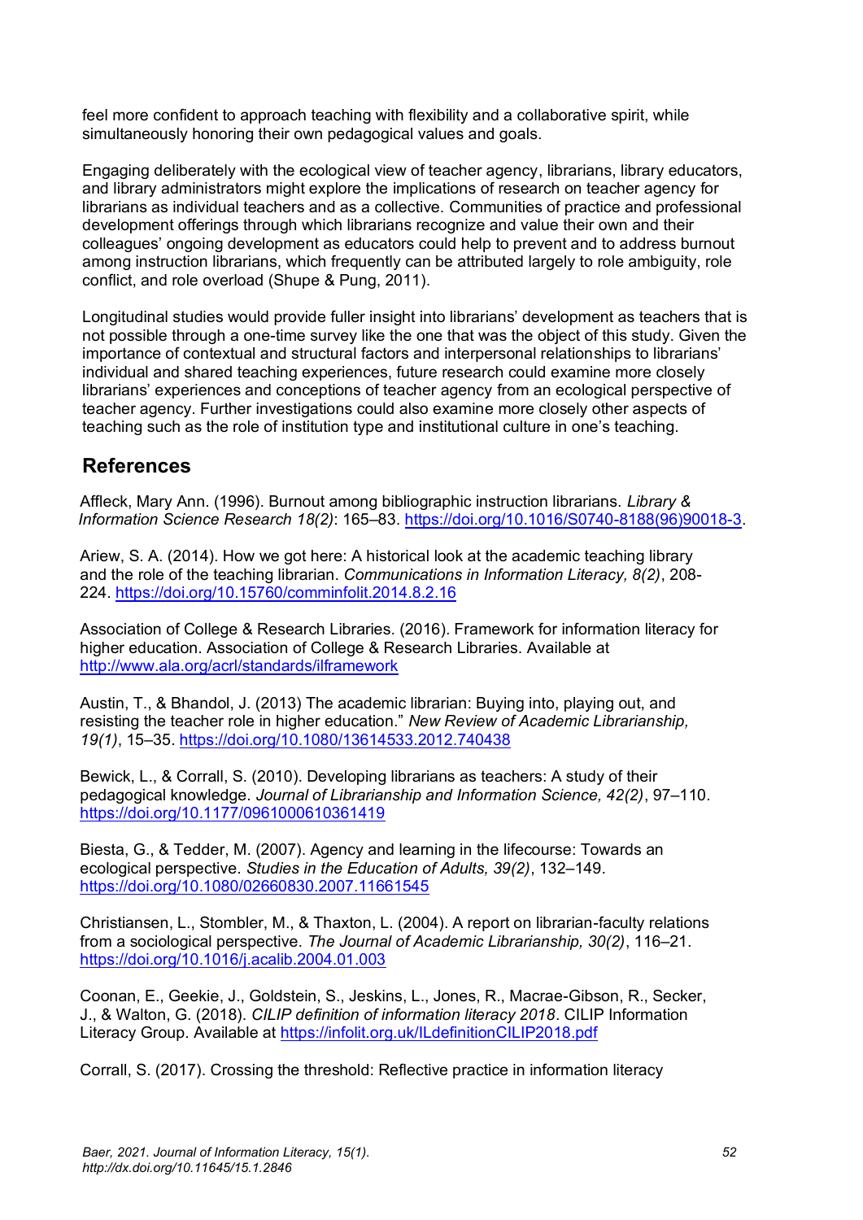feel more confident to approach teaching with flexibility and a collaborative spirit, while simultaneously honoring their own pedagogical values and goals.

Engaging deliberately with the ecological view of teacher agency, librarians, library educators, and library administrators might explore the implications of research on teacher agency for librarians as individual teachers and as a collective. Communities of practice and professional development offerings through which librarians recognize and value their own and their colleagues' ongoing development as educators could help to prevent and to address burnout among instruction librarians, which frequently can be attributed largely to role ambiguity, role conflict, and role overload (Shupe & Pung, 2011).

Longitudinal studies would provide fuller insight into librarians' development as teachers that is not possible through a one-time survey like the one that was the object of this study. Given the importance of contextual and structural factors and interpersonal relationships to librarians' individual and shared teaching experiences, future research could examine more closely librarians' experiences and conceptions of teacher agency from an ecological perspective of teacher agency. Further investigations could also examine more closely other aspects of teaching such as the role of institution type and institutional culture in one's teaching.

## References

Affleck, Mary Ann. (1996). Burnout among bibliographic instruction librarians. *Library & Information Science Research 18(2)*: 165–83. https://doi.org/10.1016/S0740-8188(96)90018-3.

Ariew, S. A. (2014). How we got here: A historical look at the academic teaching library and the role of the teaching librarian. *Communications in Information Literacy, 8(2)*, 208-224. https://doi.org/10.15760/comminfolit.2014.8.2.16

Association of College & Research Libraries. (2016). Framework for information literacy for higher education. Association of College & Research Libraries. Available at http://www.ala.org/acrl/standards/ilframework

Austin, T., & Bhandol, J. (2013) The academic librarian: Buying into, playing out, and resisting the teacher role in higher education." *New Review of Academic Librarianship, 19(1)*, 15–35. https://doi.org/10.1080/13614533.2012.740438

Bewick, L., & Corrall, S. (2010). Developing librarians as teachers: A study of their pedagogical knowledge. *Journal of Librarianship and Information Science, 42(2)*, 97–110. https://doi.org/10.1177/0961000610361419

Biesta, G., & Tedder, M. (2007). Agency and learning in the lifecourse: Towards an ecological perspective. *Studies in the Education of Adults, 39(2)*, 132–149. https://doi.org/10.1080/02660830.2007.11661545

Christiansen, L., Stombler, M., & Thaxton, L. (2004). A report on librarian-faculty relations from a sociological perspective. *The Journal of Academic Librarianship, 30(2)*, 116–21. https://doi.org/10.1016/j.acalib.2004.01.003

Coonan, E., Geekie, J., Goldstein, S., Jeskins, L., Jones, R., Macrae-Gibson, R., Secker, J., & Walton, G. (2018). *CILIP definition of information literacy 2018*. CILIP Information Literacy Group. Available at https://infolit.org.uk/ILdefinitionCILIP2018.pdf

Corrall, S. (2017). Crossing the threshold: Reflective practice in information literacy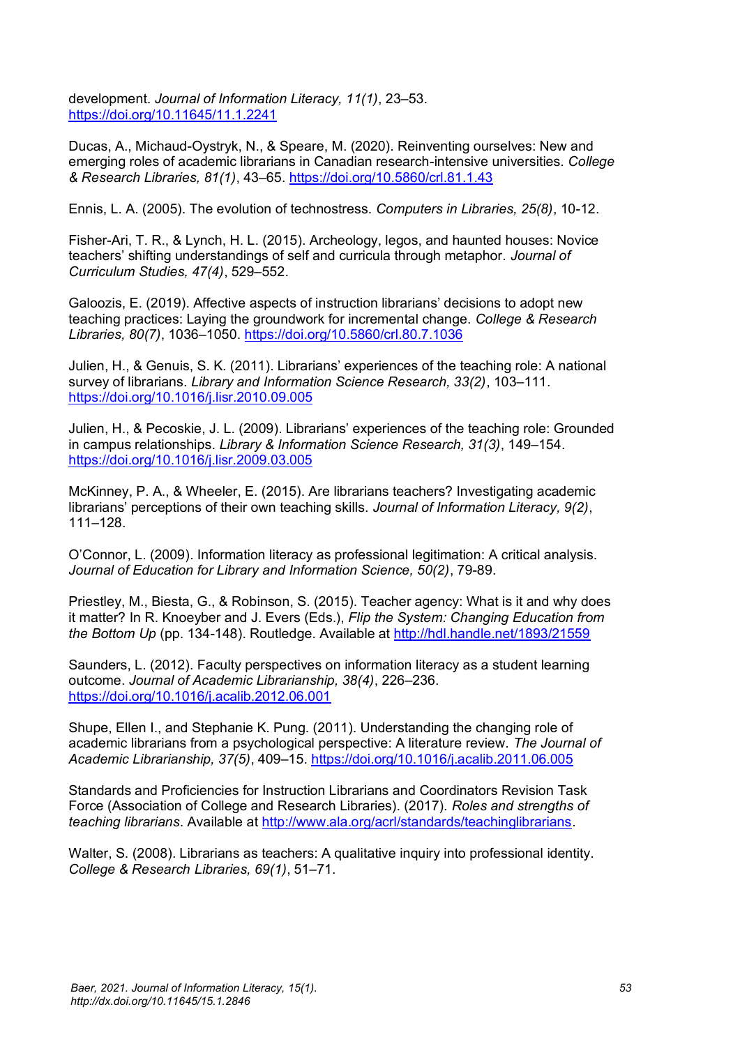development. *Journal of Information Literacy, 11(1)*, 23–53. https://doi.org/10.11645/11.1.2241

Ducas, A., Michaud-Oystryk, N., & Speare, M. (2020). Reinventing ourselves: New and emerging roles of academic librarians in Canadian research-intensive universities. *College & Research Libraries, 81(1)*, 43–65. https://doi.org/10.5860/crl.81.1.43

Ennis, L. A. (2005). The evolution of technostress. *Computers in Libraries, 25(8)*, 10-12.

Fisher-Ari, T. R., & Lynch, H. L. (2015). Archeology, legos, and haunted houses: Novice teachers' shifting understandings of self and curricula through metaphor. *Journal of Curriculum Studies, 47(4)*, 529–552.

Galoozis, E. (2019). Affective aspects of instruction librarians' decisions to adopt new teaching practices: Laying the groundwork for incremental change. *College & Research Libraries, 80(7)*, 1036–1050. https://doi.org/10.5860/crl.80.7.1036

Julien, H., & Genuis, S. K. (2011). Librarians' experiences of the teaching role: A national survey of librarians. *Library and Information Science Research, 33(2)*, 103–111. https://doi.org/10.1016/j.lisr.2010.09.005

Julien, H., & Pecoskie, J. L. (2009). Librarians' experiences of the teaching role: Grounded in campus relationships. *Library & Information Science Research, 31(3)*, 149–154. https://doi.org/10.1016/j.lisr.2009.03.005

McKinney, P. A., & Wheeler, E. (2015). Are librarians teachers? Investigating academic librarians' perceptions of their own teaching skills. *Journal of Information Literacy, 9(2)*, 111–128.

O'Connor, L. (2009). Information literacy as professional legitimation: A critical analysis. *Journal of Education for Library and Information Science, 50(2)*, 79-89.

Priestley, M., Biesta, G., & Robinson, S. (2015). Teacher agency: What is it and why does it matter? In R. Knoeyber and J. Evers (Eds.), *Flip the System: Changing Education from the Bottom Up* (pp. 134-148). Routledge. Available at http://hdl.handle.net/1893/21559

Saunders, L. (2012). Faculty perspectives on information literacy as a student learning outcome. *Journal of Academic Librarianship, 38(4)*, 226–236. https://doi.org/10.1016/j.acalib.2012.06.001

Shupe, Ellen I., and Stephanie K. Pung. (2011). Understanding the changing role of academic librarians from a psychological perspective: A literature review. *The Journal of Academic Librarianship, 37(5)*, 409–15. https://doi.org/10.1016/j.acalib.2011.06.005

Standards and Proficiencies for Instruction Librarians and Coordinators Revision Task Force (Association of College and Research Libraries). (2017). *Roles and strengths of teaching librarians*. Available at http://www.ala.org/acrl/standards/teachinglibrarians.

Walter, S. (2008). Librarians as teachers: A qualitative inquiry into professional identity. *College & Research Libraries, 69(1)*, 51–71.